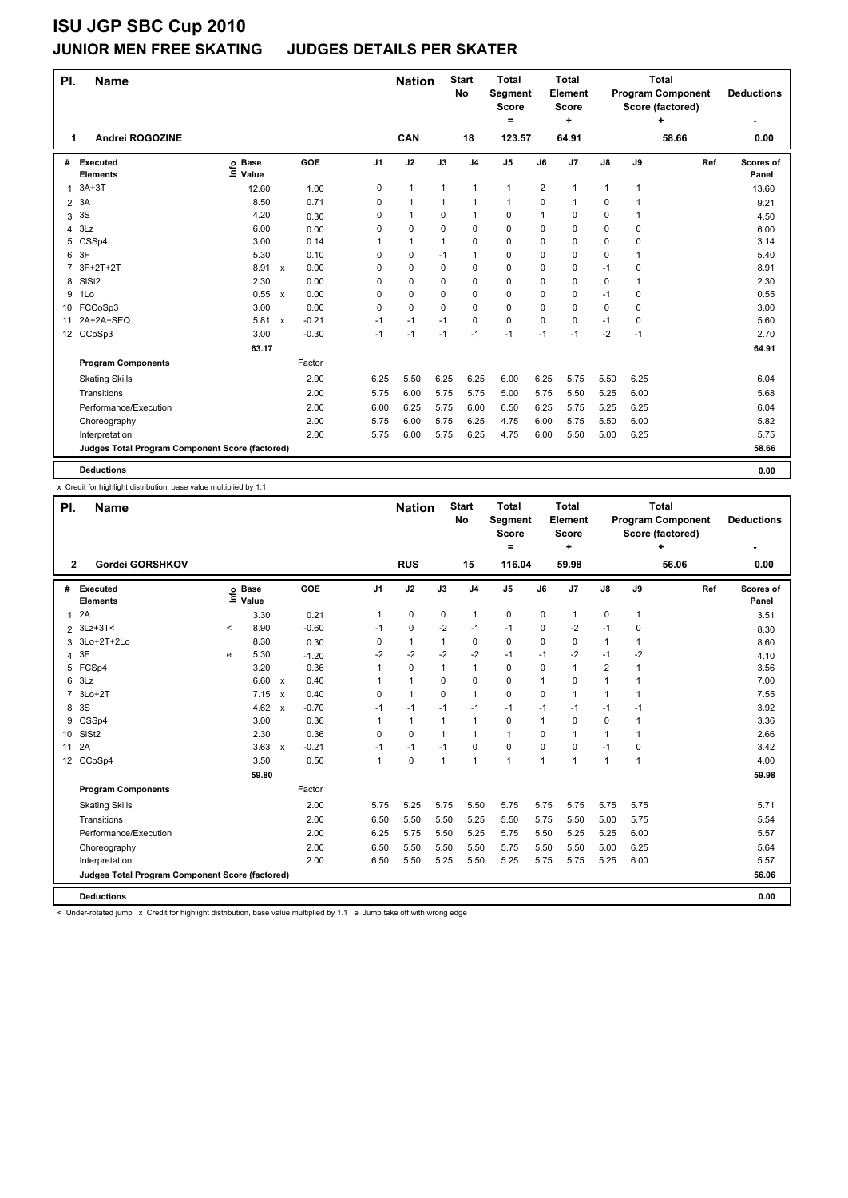# ISU JGP SBC Cup 2010

## JUNIOR MEN FREE SKATING JUDGES DETAILS PER SKATER

| Pl. | Name | Nation | Start No | Total Segment Score = | Total Element Score + | Total Program Component Score (factored) + | Deductions - |
|---|---|---|---|---|---|---|---|
| 1 | Andrei ROGOZINE | CAN | 18 | 123.57 | 64.91 | 58.66 | 0.00 |

| # | Executed Elements | Info | Base Value | | GOE | J1 | J2 | J3 | J4 | J5 | J6 | J7 | J8 | J9 | Ref | Scores of Panel |
|---|---|---|---|---|---|---|---|---|---|---|---|---|---|---|---|---|
| 1 | 3A+3T | | 12.60 | | 1.00 | 0 | 1 | 1 | 1 | 1 | 2 | 1 | 1 | 1 | | 13.60 |
| 2 | 3A | | 8.50 | | 0.71 | 0 | 1 | 1 | 1 | 1 | 0 | 1 | 0 | 1 | | 9.21 |
| 3 | 3S | | 4.20 | | 0.30 | 0 | 1 | 0 | 1 | 0 | 1 | 0 | 0 | 1 | | 4.50 |
| 4 | 3Lz | | 6.00 | | 0.00 | 0 | 0 | 0 | 0 | 0 | 0 | 0 | 0 | 0 | | 6.00 |
| 5 | CSSp4 | | 3.00 | | 0.14 | 1 | 1 | 1 | 0 | 0 | 0 | 0 | 0 | 0 | | 3.14 |
| 6 | 3F | | 5.30 | | 0.10 | 0 | 0 | -1 | 1 | 0 | 0 | 0 | 0 | 1 | | 5.40 |
| 7 | 3F+2T+2T | | 8.91 | x | 0.00 | 0 | 0 | 0 | 0 | 0 | 0 | 0 | -1 | 0 | | 8.91 |
| 8 | SlSt2 | | 2.30 | | 0.00 | 0 | 0 | 0 | 0 | 0 | 0 | 0 | 0 | 1 | | 2.30 |
| 9 | 1Lo | | 0.55 | x | 0.00 | 0 | 0 | 0 | 0 | 0 | 0 | 0 | -1 | 0 | | 0.55 |
| 10 | FCCoSp3 | | 3.00 | | 0.00 | 0 | 0 | 0 | 0 | 0 | 0 | 0 | 0 | 0 | | 3.00 |
| 11 | 2A+2A+SEQ | | 5.81 | x | -0.21 | -1 | -1 | -1 | 0 | 0 | 0 | 0 | -1 | 0 | | 5.60 |
| 12 | CCoSp3 | | 3.00 | | -0.30 | -1 | -1 | -1 | -1 | -1 | -1 | -1 | -2 | -1 | | 2.70 |
| | | | 63.17 | | | | | | | | | | | | | 64.91 |
| | **Program Components** | | | | Factor | | | | | | | | | | | |
| | Skating Skills | | | | 2.00 | 6.25 | 5.50 | 6.25 | 6.25 | 6.00 | 6.25 | 5.75 | 5.50 | 6.25 | | 6.04 |
| | Transitions | | | | 2.00 | 5.75 | 6.00 | 5.75 | 5.75 | 5.00 | 5.75 | 5.50 | 5.25 | 6.00 | | 5.68 |
| | Performance/Execution | | | | 2.00 | 6.00 | 6.25 | 5.75 | 6.00 | 6.50 | 6.25 | 5.75 | 5.25 | 6.25 | | 6.04 |
| | Choreography | | | | 2.00 | 5.75 | 6.00 | 5.75 | 6.25 | 4.75 | 6.00 | 5.75 | 5.50 | 6.00 | | 5.82 |
| | Interpretation | | | | 2.00 | 5.75 | 6.00 | 5.75 | 6.25 | 4.75 | 6.00 | 5.50 | 5.00 | 6.25 | | 5.75 |
| | **Judges Total Program Component Score (factored)** | | | | | | | | | | | | | | | 58.66 |
| | **Deductions** | | | | | | | | | | | | | | | 0.00 |

x Credit for highlight distribution, base value multiplied by 1.1

| Pl. | Name | Nation | Start No | Total Segment Score = | Total Element Score + | Total Program Component Score (factored) + | Deductions - |
|---|---|---|---|---|---|---|---|
| 2 | Gordei GORSHKOV | RUS | 15 | 116.04 | 59.98 | 56.06 | 0.00 |

| # | Executed Elements | Info | Base Value | | GOE | J1 | J2 | J3 | J4 | J5 | J6 | J7 | J8 | J9 | Ref | Scores of Panel |
|---|---|---|---|---|---|---|---|---|---|---|---|---|---|---|---|---|
| 1 | 2A | | 3.30 | | 0.21 | 1 | 0 | 0 | 1 | 0 | 0 | 1 | 0 | 1 | | 3.51 |
| 2 | 3Lz+3T< | < | 8.90 | | -0.60 | -1 | 0 | -2 | -1 | -1 | 0 | -2 | -1 | 0 | | 8.30 |
| 3 | 3Lo+2T+2Lo | | 8.30 | | 0.30 | 0 | 1 | 1 | 0 | 0 | 0 | 0 | 1 | 1 | | 8.60 |
| 4 | 3F | e | 5.30 | | -1.20 | -2 | -2 | -2 | -2 | -1 | -1 | -2 | -1 | -2 | | 4.10 |
| 5 | FCSp4 | | 3.20 | | 0.36 | 1 | 0 | 1 | 1 | 0 | 0 | 1 | 2 | 1 | | 3.56 |
| 6 | 3Lz | | 6.60 | x | 0.40 | 1 | 1 | 0 | 0 | 0 | 1 | 0 | 1 | 1 | | 7.00 |
| 7 | 3Lo+2T | | 7.15 | x | 0.40 | 0 | 1 | 0 | 1 | 0 | 0 | 1 | 1 | 1 | | 7.55 |
| 8 | 3S | | 4.62 | x | -0.70 | -1 | -1 | -1 | -1 | -1 | -1 | -1 | -1 | -1 | | 3.92 |
| 9 | CSSp4 | | 3.00 | | 0.36 | 1 | 1 | 1 | 1 | 0 | 1 | 0 | 0 | 1 | | 3.36 |
| 10 | SlSt2 | | 2.30 | | 0.36 | 0 | 0 | 1 | 1 | 1 | 0 | 1 | 1 | 1 | | 2.66 |
| 11 | 2A | | 3.63 | x | -0.21 | -1 | -1 | -1 | 0 | 0 | 0 | 0 | -1 | 0 | | 3.42 |
| 12 | CCoSp4 | | 3.50 | | 0.50 | 1 | 0 | 1 | 1 | 1 | 1 | 1 | 1 | 1 | | 4.00 |
| | | | 59.80 | | | | | | | | | | | | | 59.98 |
| | **Program Components** | | | | Factor | | | | | | | | | | | |
| | Skating Skills | | | | 2.00 | 5.75 | 5.25 | 5.75 | 5.50 | 5.75 | 5.75 | 5.75 | 5.75 | 5.75 | | 5.71 |
| | Transitions | | | | 2.00 | 6.50 | 5.50 | 5.50 | 5.25 | 5.50 | 5.75 | 5.50 | 5.00 | 5.75 | | 5.54 |
| | Performance/Execution | | | | 2.00 | 6.25 | 5.75 | 5.50 | 5.25 | 5.75 | 5.50 | 5.25 | 5.25 | 6.00 | | 5.57 |
| | Choreography | | | | 2.00 | 6.50 | 5.50 | 5.50 | 5.50 | 5.75 | 5.50 | 5.50 | 5.00 | 6.25 | | 5.64 |
| | Interpretation | | | | 2.00 | 6.50 | 5.50 | 5.25 | 5.50 | 5.25 | 5.75 | 5.75 | 5.25 | 6.00 | | 5.57 |
| | **Judges Total Program Component Score (factored)** | | | | | | | | | | | | | | | 56.06 |
| | **Deductions** | | | | | | | | | | | | | | | 0.00 |

< Under-rotated jump x Credit for highlight distribution, base value multiplied by 1.1 e Jump take off with wrong edge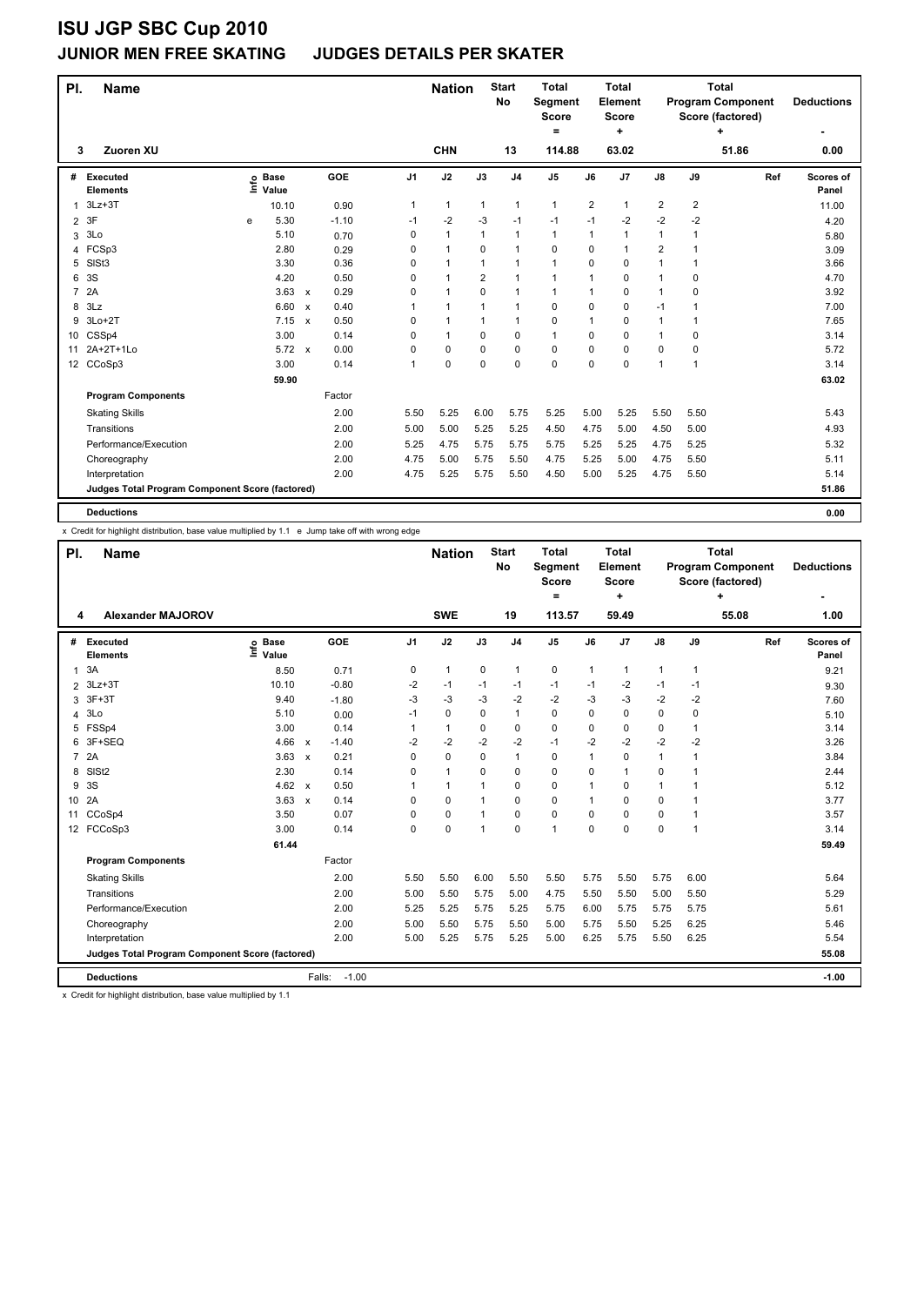# ISU JGP SBC Cup 2010

## JUNIOR MEN FREE SKATING JUDGES DETAILS PER SKATER

| Pl. | Name | Nation | Start No | Total Segment Score = | Total Element Score + | Total Program Component Score (factored) + | Deductions - |
|---|---|---|---|---|---|---|---|
| 3 | Zuoren XU | CHN | 13 | 114.88 | 63.02 | 51.86 | 0.00 |

| # | Executed Elements | Info | Base Value | | GOE | J1 | J2 | J3 | J4 | J5 | J6 | J7 | J8 | J9 | Ref | Scores of Panel |
|---|---|---|---|---|---|---|---|---|---|---|---|---|---|---|---|---|
| 1 | 3Lz+3T | | 10.10 | | 0.90 | 1 | 1 | 1 | 1 | 1 | 2 | 1 | 2 | 2 | | 11.00 |
| 2 | 3F | e | 5.30 | | -1.10 | -1 | -2 | -3 | -1 | -1 | -1 | -2 | -2 | -2 | | 4.20 |
| 3 | 3Lo | | 5.10 | | 0.70 | 0 | 1 | 1 | 1 | 1 | 1 | 1 | 1 | 1 | | 5.80 |
| 4 | FCSp3 | | 2.80 | | 0.29 | 0 | 1 | 0 | 1 | 0 | 0 | 1 | 2 | 1 | | 3.09 |
| 5 | SlSt3 | | 3.30 | | 0.36 | 0 | 1 | 1 | 1 | 1 | 0 | 0 | 1 | 1 | | 3.66 |
| 6 | 3S | | 4.20 | | 0.50 | 0 | 1 | 2 | 1 | 1 | 1 | 0 | 1 | 0 | | 4.70 |
| 7 | 2A | | 3.63 | x | 0.29 | 0 | 1 | 0 | 1 | 1 | 1 | 0 | 1 | 0 | | 3.92 |
| 8 | 3Lz | | 6.60 | x | 0.40 | 1 | 1 | 1 | 1 | 0 | 0 | 0 | -1 | 1 | | 7.00 |
| 9 | 3Lo+2T | | 7.15 | x | 0.50 | 0 | 1 | 1 | 1 | 0 | 1 | 0 | 1 | 1 | | 7.65 |
| 10 | CSSp4 | | 3.00 | | 0.14 | 0 | 1 | 0 | 0 | 1 | 0 | 0 | 1 | 0 | | 3.14 |
| 11 | 2A+2T+1Lo | | 5.72 | x | 0.00 | 0 | 0 | 0 | 0 | 0 | 0 | 0 | 0 | 0 | | 5.72 |
| 12 | CCoSp3 | | 3.00 | | 0.14 | 1 | 0 | 0 | 0 | 0 | 0 | 0 | 1 | 1 | | 3.14 |
| | | | 59.90 | | | | | | | | | | | | | 63.02 |
| | **Program Components** | | | | Factor | | | | | | | | | | | |
| | Skating Skills | | | | 2.00 | 5.50 | 5.25 | 6.00 | 5.75 | 5.25 | 5.00 | 5.25 | 5.50 | 5.50 | | 5.43 |
| | Transitions | | | | 2.00 | 5.00 | 5.00 | 5.25 | 5.25 | 4.50 | 4.75 | 5.00 | 4.50 | 5.00 | | 4.93 |
| | Performance/Execution | | | | 2.00 | 5.25 | 4.75 | 5.75 | 5.75 | 5.75 | 5.25 | 5.25 | 4.75 | 5.25 | | 5.32 |
| | Choreography | | | | 2.00 | 4.75 | 5.00 | 5.75 | 5.50 | 4.75 | 5.25 | 5.00 | 4.75 | 5.50 | | 5.11 |
| | Interpretation | | | | 2.00 | 4.75 | 5.25 | 5.75 | 5.50 | 4.50 | 5.00 | 5.25 | 4.75 | 5.50 | | 5.14 |
| | **Judges Total Program Component Score (factored)** | | | | | | | | | | | | | | | 51.86 |
| | **Deductions** | | | | | | | | | | | | | | | 0.00 |

x Credit for highlight distribution, base value multiplied by 1.1 e Jump take off with wrong edge

| Pl. | Name | Nation | Start No | Total Segment Score = | Total Element Score + | Total Program Component Score (factored) + | Deductions - |
|---|---|---|---|---|---|---|---|
| 4 | Alexander MAJOROV | SWE | 19 | 113.57 | 59.49 | 55.08 | 1.00 |

| # | Executed Elements | Info | Base Value | | GOE | J1 | J2 | J3 | J4 | J5 | J6 | J7 | J8 | J9 | Ref | Scores of Panel |
|---|---|---|---|---|---|---|---|---|---|---|---|---|---|---|---|---|
| 1 | 3A | | 8.50 | | 0.71 | 0 | 1 | 0 | 1 | 0 | 1 | 1 | 1 | 1 | | 9.21 |
| 2 | 3Lz+3T | | 10.10 | | -0.80 | -2 | -1 | -1 | -1 | -1 | -1 | -2 | -1 | -1 | | 9.30 |
| 3 | 3F+3T | | 9.40 | | -1.80 | -3 | -3 | -3 | -2 | -2 | -3 | -3 | -2 | -2 | | 7.60 |
| 4 | 3Lo | | 5.10 | | 0.00 | -1 | 0 | 0 | 1 | 0 | 0 | 0 | 0 | 0 | | 5.10 |
| 5 | FSSp4 | | 3.00 | | 0.14 | 1 | 1 | 0 | 0 | 0 | 0 | 0 | 0 | 1 | | 3.14 |
| 6 | 3F+SEQ | | 4.66 | x | -1.40 | -2 | -2 | -2 | -2 | -1 | -2 | -2 | -2 | -2 | | 3.26 |
| 7 | 2A | | 3.63 | x | 0.21 | 0 | 0 | 0 | 1 | 0 | 1 | 0 | 1 | 1 | | 3.84 |
| 8 | SlSt2 | | 2.30 | | 0.14 | 0 | 1 | 0 | 0 | 0 | 0 | 1 | 0 | 1 | | 2.44 |
| 9 | 3S | | 4.62 | x | 0.50 | 1 | 1 | 1 | 0 | 0 | 1 | 0 | 1 | 1 | | 5.12 |
| 10 | 2A | | 3.63 | x | 0.14 | 0 | 0 | 1 | 0 | 0 | 1 | 0 | 0 | 1 | | 3.77 |
| 11 | CCoSp4 | | 3.50 | | 0.07 | 0 | 0 | 1 | 0 | 0 | 0 | 0 | 0 | 1 | | 3.57 |
| 12 | FCCoSp3 | | 3.00 | | 0.14 | 0 | 0 | 1 | 0 | 1 | 0 | 0 | 0 | 1 | | 3.14 |
| | | | 61.44 | | | | | | | | | | | | | 59.49 |
| | **Program Components** | | | | Factor | | | | | | | | | | | |
| | Skating Skills | | | | 2.00 | 5.50 | 5.50 | 6.00 | 5.50 | 5.50 | 5.75 | 5.50 | 5.75 | 6.00 | | 5.64 |
| | Transitions | | | | 2.00 | 5.00 | 5.50 | 5.75 | 5.00 | 4.75 | 5.50 | 5.50 | 5.00 | 5.50 | | 5.29 |
| | Performance/Execution | | | | 2.00 | 5.25 | 5.25 | 5.75 | 5.25 | 5.75 | 6.00 | 5.75 | 5.75 | 5.75 | | 5.61 |
| | Choreography | | | | 2.00 | 5.00 | 5.50 | 5.75 | 5.50 | 5.00 | 5.75 | 5.50 | 5.25 | 6.25 | | 5.46 |
| | Interpretation | | | | 2.00 | 5.00 | 5.25 | 5.75 | 5.25 | 5.00 | 6.25 | 5.75 | 5.50 | 6.25 | | 5.54 |
| | **Judges Total Program Component Score (factored)** | | | | | | | | | | | | | | | 55.08 |
| | **Deductions** | | | | Falls: -1.00 | | | | | | | | | | | -1.00 |

x Credit for highlight distribution, base value multiplied by 1.1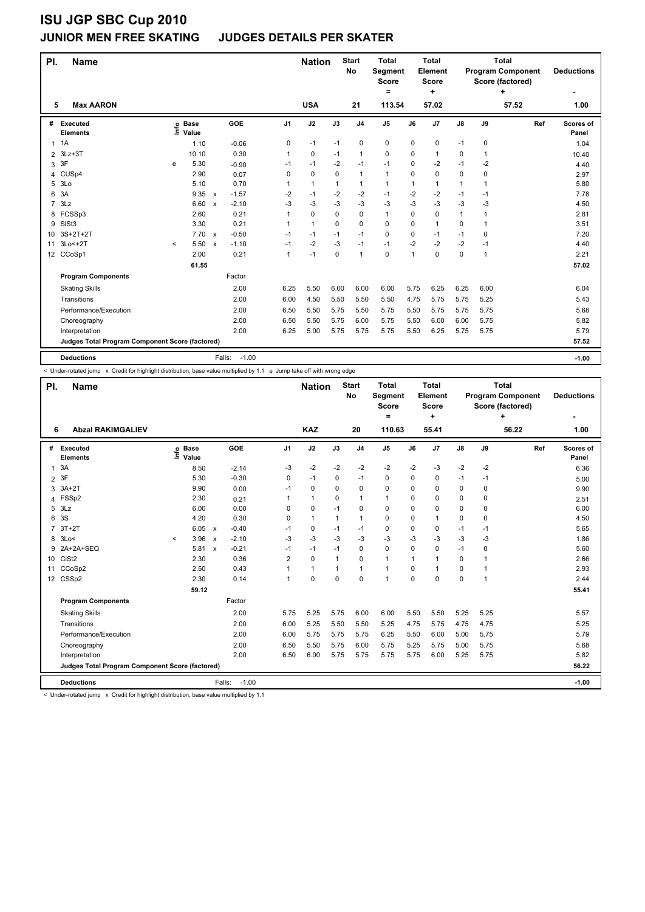# ISU JGP SBC Cup 2010

## JUNIOR MEN FREE SKATING JUDGES DETAILS PER SKATER

| Pl. | Name | Nation | Start No | Total Segment Score = | Total Element Score + | Total Program Component Score (factored) + | Deductions - |
|---|---|---|---|---|---|---|---|
| 5 | Max AARON | USA | 21 | 113.54 | 57.02 | 57.52 | 1.00 |

| # | Executed Elements | Info | Base Value | | GOE | J1 | J2 | J3 | J4 | J5 | J6 | J7 | J8 | J9 | Ref | Scores of Panel |
|---|---|---|---|---|---|---|---|---|---|---|---|---|---|---|---|---|
| 1 | 1A | | 1.10 | | -0.06 | 0 | -1 | -1 | 0 | 0 | 0 | 0 | -1 | 0 | | 1.04 |
| 2 | 3Lz+3T | | 10.10 | | 0.30 | 1 | 0 | -1 | 1 | 0 | 0 | 1 | 0 | 1 | | 10.40 |
| 3 | 3F | e | 5.30 | | -0.90 | -1 | -1 | -2 | -1 | -1 | 0 | -2 | -1 | -2 | | 4.40 |
| 4 | CUSp4 | | 2.90 | | 0.07 | 0 | 0 | 0 | 1 | 1 | 0 | 0 | 0 | 0 | | 2.97 |
| 5 | 3Lo | | 5.10 | | 0.70 | 1 | 1 | 1 | 1 | 1 | 1 | 1 | 1 | 1 | | 5.80 |
| 6 | 3A | | 9.35 | x | -1.57 | -2 | -1 | -2 | -2 | -1 | -2 | -2 | -1 | -1 | | 7.78 |
| 7 | 3Lz | | 6.60 | x | -2.10 | -3 | -3 | -3 | -3 | -3 | -3 | -3 | -3 | -3 | | 4.50 |
| 8 | FCSSp3 | | 2.60 | | 0.21 | 1 | 0 | 0 | 0 | 1 | 0 | 0 | 1 | 1 | | 2.81 |
| 9 | SlSt3 | | 3.30 | | 0.21 | 1 | 1 | 0 | 0 | 0 | 0 | 1 | 0 | 1 | | 3.51 |
| 10 | 3S+2T+2T | | 7.70 | x | -0.50 | -1 | -1 | -1 | -1 | 0 | 0 | -1 | -1 | 0 | | 7.20 |
| 11 | 3Lo<+2T | < | 5.50 | x | -1.10 | -1 | -2 | -3 | -1 | -1 | -2 | -2 | -2 | -1 | | 4.40 |
| 12 | CCoSp1 | | 2.00 | | 0.21 | 1 | -1 | 0 | 1 | 0 | 1 | 0 | 0 | 1 | | 2.21 |
| | | | 61.55 | | | | | | | | | | | | | 57.02 |
| | **Program Components** | | | | Factor | | | | | | | | | | | |
| | Skating Skills | | | | 2.00 | 6.25 | 5.50 | 6.00 | 6.00 | 6.00 | 5.75 | 6.25 | 6.25 | 6.00 | | 6.04 |
| | Transitions | | | | 2.00 | 6.00 | 4.50 | 5.50 | 5.50 | 5.50 | 4.75 | 5.75 | 5.75 | 5.25 | | 5.43 |
| | Performance/Execution | | | | 2.00 | 6.50 | 5.50 | 5.75 | 5.50 | 5.75 | 5.50 | 5.75 | 5.75 | 5.75 | | 5.68 |
| | Choreography | | | | 2.00 | 6.50 | 5.50 | 5.75 | 6.00 | 5.75 | 5.50 | 6.00 | 6.00 | 5.75 | | 5.82 |
| | Interpretation | | | | 2.00 | 6.25 | 5.00 | 5.75 | 5.75 | 5.75 | 5.50 | 6.25 | 5.75 | 5.75 | | 5.79 |
| | **Judges Total Program Component Score (factored)** | | | | | | | | | | | | | | | 57.52 |
| | **Deductions** | | | | Falls: -1.00 | | | | | | | | | | | -1.00 |

< Under-rotated jump x Credit for highlight distribution, base value multiplied by 1.1 e Jump take off with wrong edge

| Pl. | Name | Nation | Start No | Total Segment Score = | Total Element Score + | Total Program Component Score (factored) + | Deductions - |
|---|---|---|---|---|---|---|---|
| 6 | Abzal RAKIMGALIEV | KAZ | 20 | 110.63 | 55.41 | 56.22 | 1.00 |

| # | Executed Elements | Info | Base Value | | GOE | J1 | J2 | J3 | J4 | J5 | J6 | J7 | J8 | J9 | Ref | Scores of Panel |
|---|---|---|---|---|---|---|---|---|---|---|---|---|---|---|---|---|
| 1 | 3A | | 8.50 | | -2.14 | -3 | -2 | -2 | -2 | -2 | -2 | -3 | -2 | -2 | | 6.36 |
| 2 | 3F | | 5.30 | | -0.30 | 0 | -1 | 0 | -1 | 0 | 0 | 0 | -1 | -1 | | 5.00 |
| 3 | 3A+2T | | 9.90 | | 0.00 | -1 | 0 | 0 | 0 | 0 | 0 | 0 | 0 | 0 | | 9.90 |
| 4 | FSSp2 | | 2.30 | | 0.21 | 1 | 1 | 0 | 1 | 1 | 0 | 0 | 0 | 0 | | 2.51 |
| 5 | 3Lz | | 6.00 | | 0.00 | 0 | 0 | -1 | 0 | 0 | 0 | 0 | 0 | 0 | | 6.00 |
| 6 | 3S | | 4.20 | | 0.30 | 0 | 1 | 1 | 1 | 0 | 0 | 1 | 0 | 0 | | 4.50 |
| 7 | 3T+2T | | 6.05 | x | -0.40 | -1 | 0 | -1 | -1 | 0 | 0 | 0 | -1 | -1 | | 5.65 |
| 8 | 3Lo< | < | 3.96 | x | -2.10 | -3 | -3 | -3 | -3 | -3 | -3 | -3 | -3 | -3 | | 1.86 |
| 9 | 2A+2A+SEQ | | 5.81 | x | -0.21 | -1 | -1 | -1 | 0 | 0 | 0 | 0 | -1 | 0 | | 5.60 |
| 10 | CiSt2 | | 2.30 | | 0.36 | 2 | 0 | 1 | 0 | 1 | 1 | 1 | 0 | 1 | | 2.66 |
| 11 | CCoSp2 | | 2.50 | | 0.43 | 1 | 1 | 1 | 1 | 1 | 0 | 1 | 0 | 1 | | 2.93 |
| 12 | CSSp2 | | 2.30 | | 0.14 | 1 | 0 | 0 | 0 | 1 | 0 | 0 | 0 | 1 | | 2.44 |
| | | | 59.12 | | | | | | | | | | | | | 55.41 |
| | **Program Components** | | | | Factor | | | | | | | | | | | |
| | Skating Skills | | | | 2.00 | 5.75 | 5.25 | 5.75 | 6.00 | 6.00 | 5.50 | 5.50 | 5.25 | 5.25 | | 5.57 |
| | Transitions | | | | 2.00 | 6.00 | 5.25 | 5.50 | 5.50 | 5.25 | 4.75 | 5.75 | 4.75 | 4.75 | | 5.25 |
| | Performance/Execution | | | | 2.00 | 6.00 | 5.75 | 5.75 | 5.75 | 6.25 | 5.50 | 6.00 | 5.00 | 5.75 | | 5.79 |
| | Choreography | | | | 2.00 | 6.50 | 5.50 | 5.75 | 6.00 | 5.75 | 5.25 | 5.75 | 5.00 | 5.75 | | 5.68 |
| | Interpretation | | | | 2.00 | 6.50 | 6.00 | 5.75 | 5.75 | 5.75 | 5.75 | 6.00 | 5.25 | 5.75 | | 5.82 |
| | **Judges Total Program Component Score (factored)** | | | | | | | | | | | | | | | 56.22 |
| | **Deductions** | | | | Falls: -1.00 | | | | | | | | | | | -1.00 |

< Under-rotated jump x Credit for highlight distribution, base value multiplied by 1.1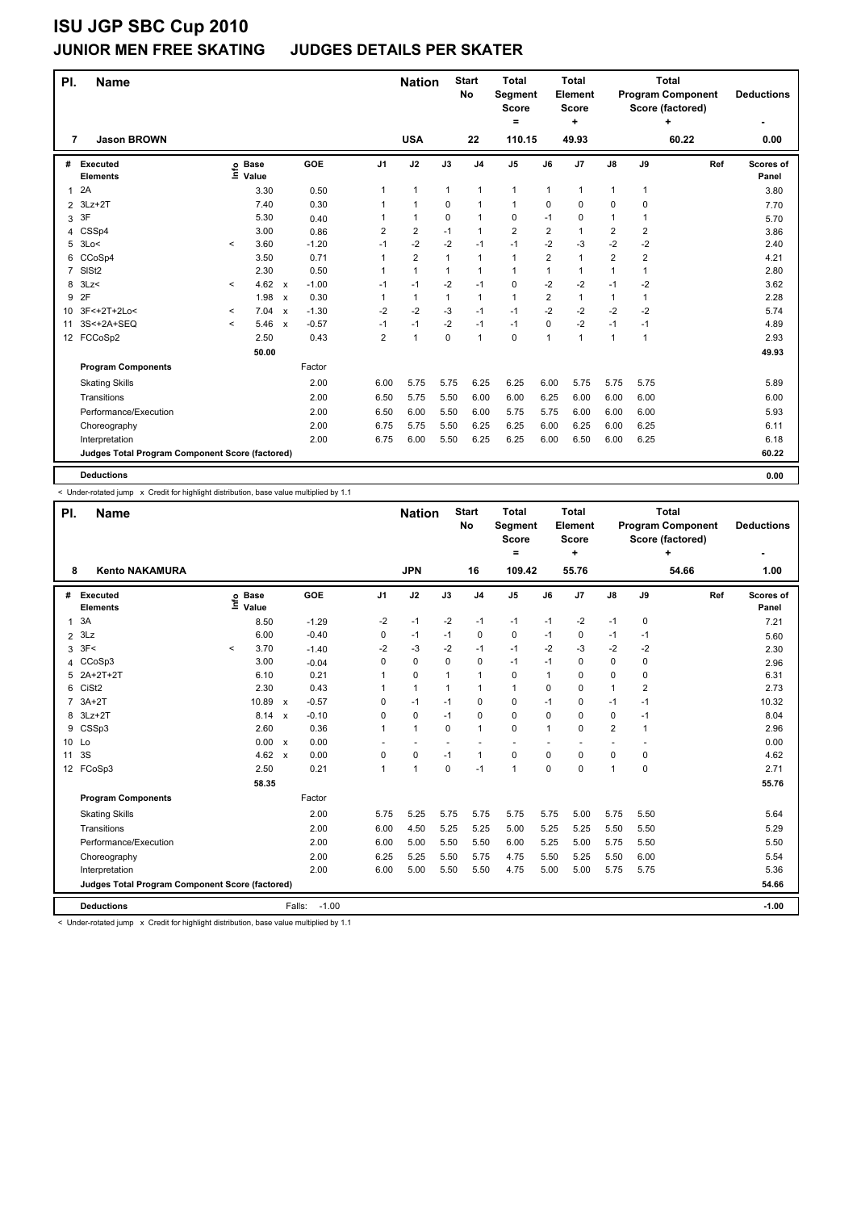# ISU JGP SBC Cup 2010

## JUNIOR MEN FREE SKATING JUDGES DETAILS PER SKATER

| Pl. | Name | Nation | Start No | Total Segment Score = | Total Element Score + | Total Program Component Score (factored) + | Deductions - |
|---|---|---|---|---|---|---|---|
| 7 | Jason BROWN | USA | 22 | 110.15 | 49.93 | 60.22 | 0.00 |

| # | Executed Elements | Info | Base Value | | GOE | J1 | J2 | J3 | J4 | J5 | J6 | J7 | J8 | J9 | Ref | Scores of Panel |
|---|---|---|---|---|---|---|---|---|---|---|---|---|---|---|---|---|
| 1 | 2A | | 3.30 | | 0.50 | 1 | 1 | 1 | 1 | 1 | 1 | 1 | 1 | 1 | | 3.80 |
| 2 | 3Lz+2T | | 7.40 | | 0.30 | 1 | 1 | 0 | 1 | 1 | 0 | 0 | 0 | 0 | | 7.70 |
| 3 | 3F | | 5.30 | | 0.40 | 1 | 1 | 0 | 1 | 0 | -1 | 0 | 1 | 1 | | 5.70 |
| 4 | CSSp4 | | 3.00 | | 0.86 | 2 | 2 | -1 | 1 | 2 | 2 | 1 | 2 | 2 | | 3.86 |
| 5 | 3Lo< | < | 3.60 | | -1.20 | -1 | -2 | -2 | -1 | -1 | -2 | -3 | -2 | -2 | | 2.40 |
| 6 | CCoSp4 | | 3.50 | | 0.71 | 1 | 2 | 1 | 1 | 1 | 2 | 1 | 2 | 2 | | 4.21 |
| 7 | SlSt2 | | 2.30 | | 0.50 | 1 | 1 | 1 | 1 | 1 | 1 | 1 | 1 | 1 | | 2.80 |
| 8 | 3Lz< | < | 4.62 | x | -1.00 | -1 | -1 | -2 | -1 | 0 | -2 | -2 | -1 | -2 | | 3.62 |
| 9 | 2F | | 1.98 | x | 0.30 | 1 | 1 | 1 | 1 | 1 | 2 | 1 | 1 | 1 | | 2.28 |
| 10 | 3F<+2T+2Lo< | < | 7.04 | x | -1.30 | -2 | -2 | -3 | -1 | -1 | -2 | -2 | -2 | -2 | | 5.74 |
| 11 | 3S<+2A+SEQ | < | 5.46 | x | -0.57 | -1 | -1 | -2 | -1 | -1 | 0 | -2 | -1 | -1 | | 4.89 |
| 12 | FCCoSp2 | | 2.50 | | 0.43 | 2 | 1 | 0 | 1 | 0 | 1 | 1 | 1 | 1 | | 2.93 |
| | | | 50.00 | | | | | | | | | | | | | 49.93 |

| Program Components | Factor | J1 | J2 | J3 | J4 | J5 | J6 | J7 | J8 | J9 | Scores of Panel |
|---|---|---|---|---|---|---|---|---|---|---|---|
| Skating Skills | 2.00 | 6.00 | 5.75 | 5.75 | 6.25 | 6.25 | 6.00 | 5.75 | 5.75 | 5.75 | 5.89 |
| Transitions | 2.00 | 6.50 | 5.75 | 5.50 | 6.00 | 6.00 | 6.25 | 6.00 | 6.00 | 6.00 | 6.00 |
| Performance/Execution | 2.00 | 6.50 | 6.00 | 5.50 | 6.00 | 5.75 | 5.75 | 6.00 | 6.00 | 6.00 | 5.93 |
| Choreography | 2.00 | 6.75 | 5.75 | 5.50 | 6.25 | 6.25 | 6.00 | 6.25 | 6.00 | 6.25 | 6.11 |
| Interpretation | 2.00 | 6.75 | 6.00 | 5.50 | 6.25 | 6.25 | 6.00 | 6.50 | 6.00 | 6.25 | 6.18 |
| Judges Total Program Component Score (factored) | | | | | | | | | | | 60.22 |

**Deductions** 0.00

< Under-rotated jump x Credit for highlight distribution, base value multiplied by 1.1

| Pl. | Name | Nation | Start No | Total Segment Score = | Total Element Score + | Total Program Component Score (factored) + | Deductions - |
|---|---|---|---|---|---|---|---|
| 8 | Kento NAKAMURA | JPN | 16 | 109.42 | 55.76 | 54.66 | 1.00 |

| # | Executed Elements | Info | Base Value | | GOE | J1 | J2 | J3 | J4 | J5 | J6 | J7 | J8 | J9 | Ref | Scores of Panel |
|---|---|---|---|---|---|---|---|---|---|---|---|---|---|---|---|---|
| 1 | 3A | | 8.50 | | -1.29 | -2 | -1 | -2 | -1 | -1 | -1 | -2 | -1 | 0 | | 7.21 |
| 2 | 3Lz | | 6.00 | | -0.40 | 0 | -1 | -1 | 0 | 0 | -1 | 0 | -1 | -1 | | 5.60 |
| 3 | 3F< | < | 3.70 | | -1.40 | -2 | -3 | -2 | -1 | -1 | -2 | -3 | -2 | -2 | | 2.30 |
| 4 | CCoSp3 | | 3.00 | | -0.04 | 0 | 0 | 0 | 0 | -1 | -1 | 0 | 0 | 0 | | 2.96 |
| 5 | 2A+2T+2T | | 6.10 | | 0.21 | 1 | 0 | 1 | 1 | 0 | 1 | 0 | 0 | 0 | | 6.31 |
| 6 | CiSt2 | | 2.30 | | 0.43 | 1 | 1 | 1 | 1 | 1 | 0 | 0 | 1 | 2 | | 2.73 |
| 7 | 3A+2T | | 10.89 | x | -0.57 | 0 | -1 | -1 | 0 | 0 | -1 | 0 | -1 | -1 | | 10.32 |
| 8 | 3Lz+2T | | 8.14 | x | -0.10 | 0 | 0 | -1 | 0 | 0 | 0 | 0 | 0 | -1 | | 8.04 |
| 9 | CSSp3 | | 2.60 | | 0.36 | 1 | 1 | 0 | 1 | 0 | 1 | 0 | 2 | 1 | | 2.96 |
| 10 | Lo | | 0.00 | x | 0.00 | - | - | - | - | - | - | - | - | - | | 0.00 |
| 11 | 3S | | 4.62 | x | 0.00 | 0 | 0 | -1 | 1 | 0 | 0 | 0 | 0 | 0 | | 4.62 |
| 12 | FCoSp3 | | 2.50 | | 0.21 | 1 | 1 | 0 | -1 | 1 | 0 | 0 | 1 | 0 | | 2.71 |
| | | | 58.35 | | | | | | | | | | | | | 55.76 |

| Program Components | Factor | J1 | J2 | J3 | J4 | J5 | J6 | J7 | J8 | J9 | Scores of Panel |
|---|---|---|---|---|---|---|---|---|---|---|---|
| Skating Skills | 2.00 | 5.75 | 5.25 | 5.75 | 5.75 | 5.75 | 5.75 | 5.00 | 5.75 | 5.50 | 5.64 |
| Transitions | 2.00 | 6.00 | 4.50 | 5.25 | 5.25 | 5.00 | 5.25 | 5.25 | 5.50 | 5.50 | 5.29 |
| Performance/Execution | 2.00 | 6.00 | 5.00 | 5.50 | 5.50 | 6.00 | 5.25 | 5.00 | 5.75 | 5.50 | 5.50 |
| Choreography | 2.00 | 6.25 | 5.25 | 5.50 | 5.75 | 4.75 | 5.50 | 5.25 | 5.50 | 6.00 | 5.54 |
| Interpretation | 2.00 | 6.00 | 5.00 | 5.50 | 5.50 | 4.75 | 5.00 | 5.00 | 5.75 | 5.75 | 5.36 |
| Judges Total Program Component Score (factored) | | | | | | | | | | | 54.66 |

**Deductions** Falls: -1.00 -1.00

< Under-rotated jump x Credit for highlight distribution, base value multiplied by 1.1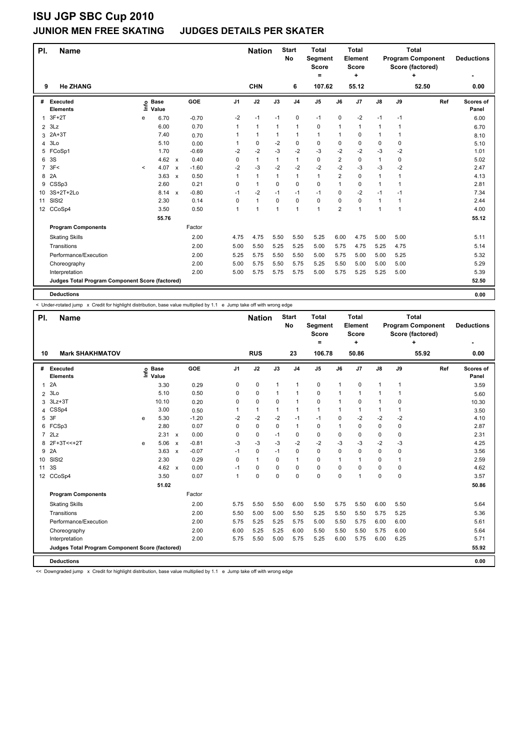# ISU JGP SBC Cup 2010

## JUNIOR MEN FREE SKATING JUDGES DETAILS PER SKATER

| Pl. | Name | Nation | Start No | Total Segment Score = | Total Element Score + | Total Program Component Score (factored) + | Deductions - |
|---|---|---|---|---|---|---|---|
| 9 | He ZHANG | CHN | 6 | 107.62 | 55.12 | 52.50 | 0.00 |

| # | Executed Elements | Info | Base Value | | GOE | J1 | J2 | J3 | J4 | J5 | J6 | J7 | J8 | J9 | Ref | Scores of Panel |
|---|---|---|---|---|---|---|---|---|---|---|---|---|---|---|---|---|
| 1 | 3F+2T | e | 6.70 | | -0.70 | -2 | -1 | -1 | 0 | -1 | 0 | -2 | -1 | -1 | | 6.00 |
| 2 | 3Lz | | 6.00 | | 0.70 | 1 | 1 | 1 | 1 | 0 | 1 | 1 | 1 | 1 | | 6.70 |
| 3 | 2A+3T | | 7.40 | | 0.70 | 1 | 1 | 1 | 1 | 1 | 1 | 0 | 1 | 1 | | 8.10 |
| 4 | 3Lo | | 5.10 | | 0.00 | 1 | 0 | -2 | 0 | 0 | 0 | 0 | 0 | 0 | | 5.10 |
| 5 | FCoSp1 | | 1.70 | | -0.69 | -2 | -2 | -3 | -2 | -3 | -2 | -2 | -3 | -2 | | 1.01 |
| 6 | 3S | | 4.62 | x | 0.40 | 0 | 1 | 1 | 1 | 0 | 2 | 0 | 1 | 0 | | 5.02 |
| 7 | 3F< | < | 4.07 | x | -1.60 | -2 | -3 | -2 | -2 | -2 | -2 | -3 | -3 | -2 | | 2.47 |
| 8 | 2A | | 3.63 | x | 0.50 | 1 | 1 | 1 | 1 | 1 | 2 | 0 | 1 | 1 | | 4.13 |
| 9 | CSSp3 | | 2.60 | | 0.21 | 0 | 1 | 0 | 0 | 0 | 1 | 0 | 1 | 1 | | 2.81 |
| 10 | 3S+2T+2Lo | | 8.14 | x | -0.80 | -1 | -2 | -1 | -1 | -1 | 0 | -2 | -1 | -1 | | 7.34 |
| 11 | SlSt2 | | 2.30 | | 0.14 | 0 | 1 | 0 | 0 | 0 | 0 | 0 | 1 | 1 | | 2.44 |
| 12 | CCoSp4 | | 3.50 | | 0.50 | 1 | 1 | 1 | 1 | 1 | 2 | 1 | 1 | 1 | | 4.00 |
| | | | 55.76 | | | | | | | | | | | | | 55.12 |
| | **Program Components** | | | | Factor | | | | | | | | | | | |
| | Skating Skills | | | | 2.00 | 4.75 | 4.75 | 5.50 | 5.50 | 5.25 | 6.00 | 4.75 | 5.00 | 5.00 | | 5.11 |
| | Transitions | | | | 2.00 | 5.00 | 5.50 | 5.25 | 5.25 | 5.00 | 5.75 | 4.75 | 5.25 | 4.75 | | 5.14 |
| | Performance/Execution | | | | 2.00 | 5.25 | 5.75 | 5.50 | 5.50 | 5.00 | 5.75 | 5.00 | 5.00 | 5.25 | | 5.32 |
| | Choreography | | | | 2.00 | 5.00 | 5.75 | 5.50 | 5.75 | 5.25 | 5.50 | 5.00 | 5.00 | 5.00 | | 5.29 |
| | Interpretation | | | | 2.00 | 5.00 | 5.75 | 5.75 | 5.75 | 5.00 | 5.75 | 5.25 | 5.25 | 5.00 | | 5.39 |
| | **Judges Total Program Component Score (factored)** | | | | | | | | | | | | | | | 52.50 |
| | **Deductions** | | | | | | | | | | | | | | | 0.00 |

< Under-rotated jump x Credit for highlight distribution, base value multiplied by 1.1 e Jump take off with wrong edge

| Pl. | Name | Nation | Start No | Total Segment Score = | Total Element Score + | Total Program Component Score (factored) + | Deductions - |
|---|---|---|---|---|---|---|---|
| 10 | Mark SHAKHMATOV | RUS | 23 | 106.78 | 50.86 | 55.92 | 0.00 |

| # | Executed Elements | Info | Base Value | | GOE | J1 | J2 | J3 | J4 | J5 | J6 | J7 | J8 | J9 | Ref | Scores of Panel |
|---|---|---|---|---|---|---|---|---|---|---|---|---|---|---|---|---|
| 1 | 2A | | 3.30 | | 0.29 | 0 | 0 | 1 | 1 | 0 | 1 | 0 | 1 | 1 | | 3.59 |
| 2 | 3Lo | | 5.10 | | 0.50 | 0 | 0 | 1 | 1 | 0 | 1 | 1 | 1 | 1 | | 5.60 |
| 3 | 3Lz+3T | | 10.10 | | 0.20 | 0 | 0 | 0 | 1 | 0 | 1 | 0 | 1 | 0 | | 10.30 |
| 4 | CSSp4 | | 3.00 | | 0.50 | 1 | 1 | 1 | 1 | 1 | 1 | 1 | 1 | 1 | | 3.50 |
| 5 | 3F | e | 5.30 | | -1.20 | -2 | -2 | -2 | -1 | -1 | 0 | -2 | -2 | -2 | | 4.10 |
| 6 | FCSp3 | | 2.80 | | 0.07 | 0 | 0 | 0 | 1 | 0 | 1 | 0 | 0 | 0 | | 2.87 |
| 7 | 2Lz | | 2.31 | x | 0.00 | 0 | 0 | -1 | 0 | 0 | 0 | 0 | 0 | 0 | | 2.31 |
| 8 | 2F+3T<<+2T | e | 5.06 | x | -0.81 | -3 | -3 | -3 | -2 | -2 | -3 | -3 | -2 | -3 | | 4.25 |
| 9 | 2A | | 3.63 | x | -0.07 | -1 | 0 | -1 | 0 | 0 | 0 | 0 | 0 | 0 | | 3.56 |
| 10 | SlSt2 | | 2.30 | | 0.29 | 0 | 1 | 0 | 1 | 0 | 1 | 1 | 0 | 1 | | 2.59 |
| 11 | 3S | | 4.62 | x | 0.00 | -1 | 0 | 0 | 0 | 0 | 0 | 0 | 0 | 0 | | 4.62 |
| 12 | CCoSp4 | | 3.50 | | 0.07 | 1 | 0 | 0 | 0 | 0 | 0 | 1 | 0 | 0 | | 3.57 |
| | | | 51.02 | | | | | | | | | | | | | 50.86 |
| | **Program Components** | | | | Factor | | | | | | | | | | | |
| | Skating Skills | | | | 2.00 | 5.75 | 5.50 | 5.50 | 6.00 | 5.50 | 5.75 | 5.50 | 6.00 | 5.50 | | 5.64 |
| | Transitions | | | | 2.00 | 5.50 | 5.00 | 5.00 | 5.50 | 5.25 | 5.50 | 5.50 | 5.75 | 5.25 | | 5.36 |
| | Performance/Execution | | | | 2.00 | 5.75 | 5.25 | 5.25 | 5.75 | 5.00 | 5.50 | 5.75 | 6.00 | 6.00 | | 5.61 |
| | Choreography | | | | 2.00 | 6.00 | 5.25 | 5.25 | 6.00 | 5.50 | 5.50 | 5.50 | 5.75 | 6.00 | | 5.64 |
| | Interpretation | | | | 2.00 | 5.75 | 5.50 | 5.00 | 5.75 | 5.25 | 6.00 | 5.75 | 6.00 | 6.25 | | 5.71 |
| | **Judges Total Program Component Score (factored)** | | | | | | | | | | | | | | | 55.92 |
| | **Deductions** | | | | | | | | | | | | | | | 0.00 |

<< Downgraded jump x Credit for highlight distribution, base value multiplied by 1.1 e Jump take off with wrong edge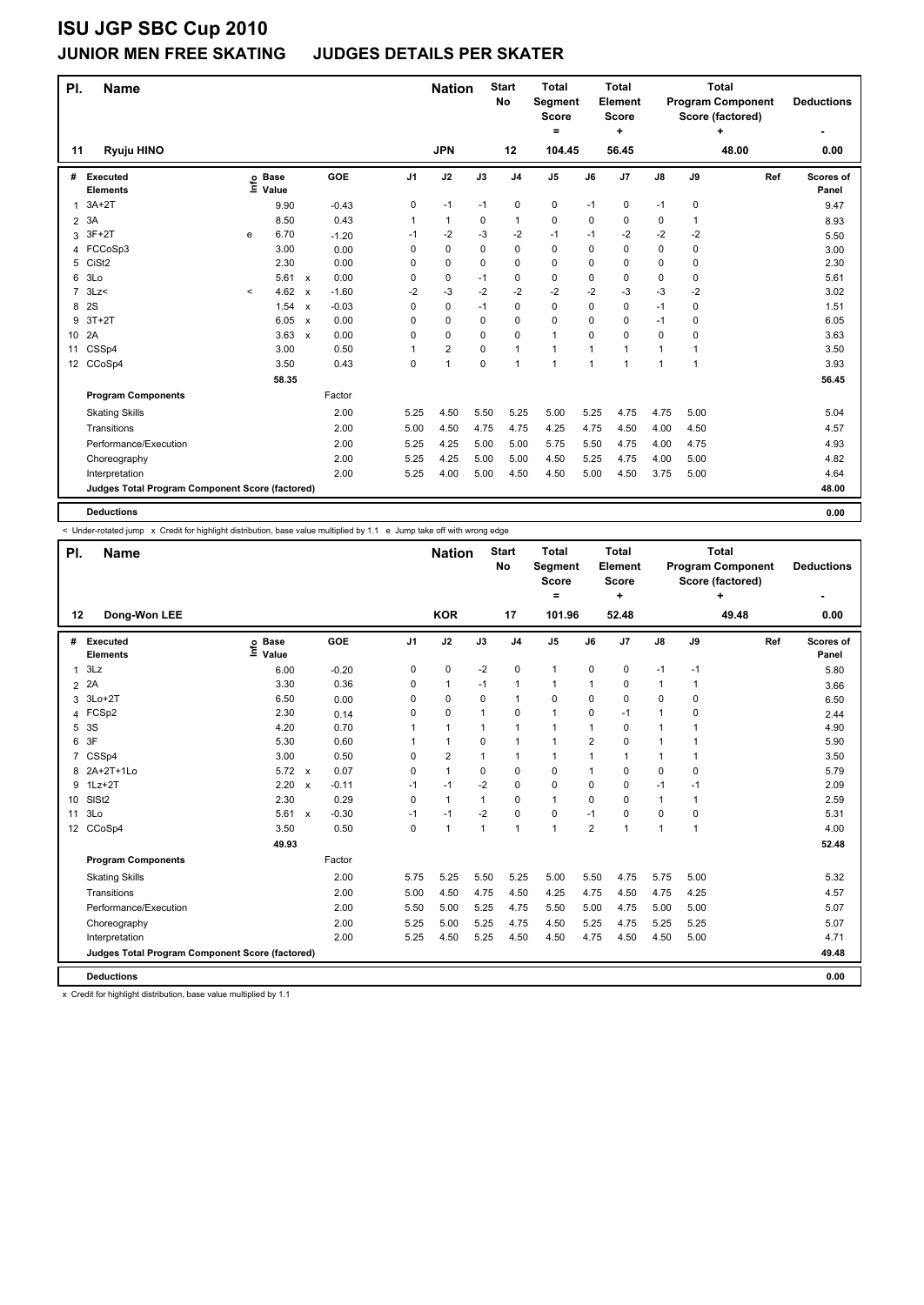# ISU JGP SBC Cup 2010

## JUNIOR MEN FREE SKATING JUDGES DETAILS PER SKATER

| Pl. | Name | Nation | Start No | Total Segment Score = | Total Element Score + | Total Program Component Score (factored) + | Deductions - |
|---|---|---|---|---|---|---|---|
| 11 | Ryuju HINO | JPN | 12 | 104.45 | 56.45 | 48.00 | 0.00 |

| # | Executed Elements | Info | Base Value | | GOE | J1 | J2 | J3 | J4 | J5 | J6 | J7 | J8 | J9 | Ref | Scores of Panel |
|---|---|---|---|---|---|---|---|---|---|---|---|---|---|---|---|---|
| 1 | 3A+2T | | 9.90 | | -0.43 | 0 | -1 | -1 | 0 | 0 | -1 | 0 | -1 | 0 | | 9.47 |
| 2 | 3A | | 8.50 | | 0.43 | 1 | 1 | 0 | 1 | 0 | 0 | 0 | 0 | 1 | | 8.93 |
| 3 | 3F+2T | e | 6.70 | | -1.20 | -1 | -2 | -3 | -2 | -1 | -1 | -2 | -2 | -2 | | 5.50 |
| 4 | FCCoSp3 | | 3.00 | | 0.00 | 0 | 0 | 0 | 0 | 0 | 0 | 0 | 0 | 0 | | 3.00 |
| 5 | CiSt2 | | 2.30 | | 0.00 | 0 | 0 | 0 | 0 | 0 | 0 | 0 | 0 | 0 | | 2.30 |
| 6 | 3Lo | | 5.61 | x | 0.00 | 0 | 0 | -1 | 0 | 0 | 0 | 0 | 0 | 0 | | 5.61 |
| 7 | 3Lz< | < | 4.62 | x | -1.60 | -2 | -3 | -2 | -2 | -2 | -2 | -3 | -3 | -2 | | 3.02 |
| 8 | 2S | | 1.54 | x | -0.03 | 0 | 0 | -1 | 0 | 0 | 0 | 0 | -1 | 0 | | 1.51 |
| 9 | 3T+2T | | 6.05 | x | 0.00 | 0 | 0 | 0 | 0 | 0 | 0 | 0 | -1 | 0 | | 6.05 |
| 10 | 2A | | 3.63 | x | 0.00 | 0 | 0 | 0 | 0 | 1 | 0 | 0 | 0 | 0 | | 3.63 |
| 11 | CSSp4 | | 3.00 | | 0.50 | 1 | 2 | 0 | 1 | 1 | 1 | 1 | 1 | 1 | | 3.50 |
| 12 | CCoSp4 | | 3.50 | | 0.43 | 0 | 1 | 0 | 1 | 1 | 1 | 1 | 1 | 1 | | 3.93 |
| | | | 58.35 | | | | | | | | | | | | | 56.45 |
| | **Program Components** | | | | Factor | | | | | | | | | | | |
| | Skating Skills | | | | 2.00 | 5.25 | 4.50 | 5.50 | 5.25 | 5.00 | 5.25 | 4.75 | 4.75 | 5.00 | | 5.04 |
| | Transitions | | | | 2.00 | 5.00 | 4.50 | 4.75 | 4.75 | 4.25 | 4.75 | 4.50 | 4.00 | 4.50 | | 4.57 |
| | Performance/Execution | | | | 2.00 | 5.25 | 4.25 | 5.00 | 5.00 | 5.75 | 5.50 | 4.75 | 4.00 | 4.75 | | 4.93 |
| | Choreography | | | | 2.00 | 5.25 | 4.25 | 5.00 | 5.00 | 4.50 | 5.25 | 4.75 | 4.00 | 5.00 | | 4.82 |
| | Interpretation | | | | 2.00 | 5.25 | 4.00 | 5.00 | 4.50 | 4.50 | 5.00 | 4.50 | 3.75 | 5.00 | | 4.64 |
| | **Judges Total Program Component Score (factored)** | | | | | | | | | | | | | | | 48.00 |
| | **Deductions** | | | | | | | | | | | | | | | 0.00 |

< Under-rotated jump x Credit for highlight distribution, base value multiplied by 1.1 e Jump take off with wrong edge

| Pl. | Name | Nation | Start No | Total Segment Score = | Total Element Score + | Total Program Component Score (factored) + | Deductions - |
|---|---|---|---|---|---|---|---|
| 12 | Dong-Won LEE | KOR | 17 | 101.96 | 52.48 | 49.48 | 0.00 |

| # | Executed Elements | Info | Base Value | | GOE | J1 | J2 | J3 | J4 | J5 | J6 | J7 | J8 | J9 | Ref | Scores of Panel |
|---|---|---|---|---|---|---|---|---|---|---|---|---|---|---|---|---|
| 1 | 3Lz | | 6.00 | | -0.20 | 0 | 0 | -2 | 0 | 1 | 0 | 0 | -1 | -1 | | 5.80 |
| 2 | 2A | | 3.30 | | 0.36 | 0 | 1 | -1 | 1 | 1 | 1 | 0 | 1 | 1 | | 3.66 |
| 3 | 3Lo+2T | | 6.50 | | 0.00 | 0 | 0 | 0 | 1 | 0 | 0 | 0 | 0 | 0 | | 6.50 |
| 4 | FCSp2 | | 2.30 | | 0.14 | 0 | 0 | 1 | 0 | 1 | 0 | -1 | 1 | 0 | | 2.44 |
| 5 | 3S | | 4.20 | | 0.70 | 1 | 1 | 1 | 1 | 1 | 1 | 0 | 1 | 1 | | 4.90 |
| 6 | 3F | | 5.30 | | 0.60 | 1 | 1 | 0 | 1 | 1 | 2 | 0 | 1 | 1 | | 5.90 |
| 7 | CSSp4 | | 3.00 | | 0.50 | 0 | 2 | 1 | 1 | 1 | 1 | 1 | 1 | 1 | | 3.50 |
| 8 | 2A+2T+1Lo | | 5.72 | x | 0.07 | 0 | 1 | 0 | 0 | 0 | 1 | 0 | 0 | 0 | | 5.79 |
| 9 | 1Lz+2T | | 2.20 | x | -0.11 | -1 | -1 | -2 | 0 | 0 | 0 | 0 | -1 | -1 | | 2.09 |
| 10 | SlSt2 | | 2.30 | | 0.29 | 0 | 1 | 1 | 0 | 1 | 0 | 0 | 1 | 1 | | 2.59 |
| 11 | 3Lo | | 5.61 | x | -0.30 | -1 | -1 | -2 | 0 | 0 | -1 | 0 | 0 | 0 | | 5.31 |
| 12 | CCoSp4 | | 3.50 | | 0.50 | 0 | 1 | 1 | 1 | 1 | 2 | 1 | 1 | 1 | | 4.00 |
| | | | 49.93 | | | | | | | | | | | | | 52.48 |
| | **Program Components** | | | | Factor | | | | | | | | | | | |
| | Skating Skills | | | | 2.00 | 5.75 | 5.25 | 5.50 | 5.25 | 5.00 | 5.50 | 4.75 | 5.75 | 5.00 | | 5.32 |
| | Transitions | | | | 2.00 | 5.00 | 4.50 | 4.75 | 4.50 | 4.25 | 4.75 | 4.50 | 4.75 | 4.25 | | 4.57 |
| | Performance/Execution | | | | 2.00 | 5.50 | 5.00 | 5.25 | 4.75 | 5.50 | 5.00 | 4.75 | 5.00 | 5.00 | | 5.07 |
| | Choreography | | | | 2.00 | 5.25 | 5.00 | 5.25 | 4.75 | 4.50 | 5.25 | 4.75 | 5.25 | 5.25 | | 5.07 |
| | Interpretation | | | | 2.00 | 5.25 | 4.50 | 5.25 | 4.50 | 4.50 | 4.75 | 4.50 | 4.50 | 5.00 | | 4.71 |
| | **Judges Total Program Component Score (factored)** | | | | | | | | | | | | | | | 49.48 |
| | **Deductions** | | | | | | | | | | | | | | | 0.00 |

x Credit for highlight distribution, base value multiplied by 1.1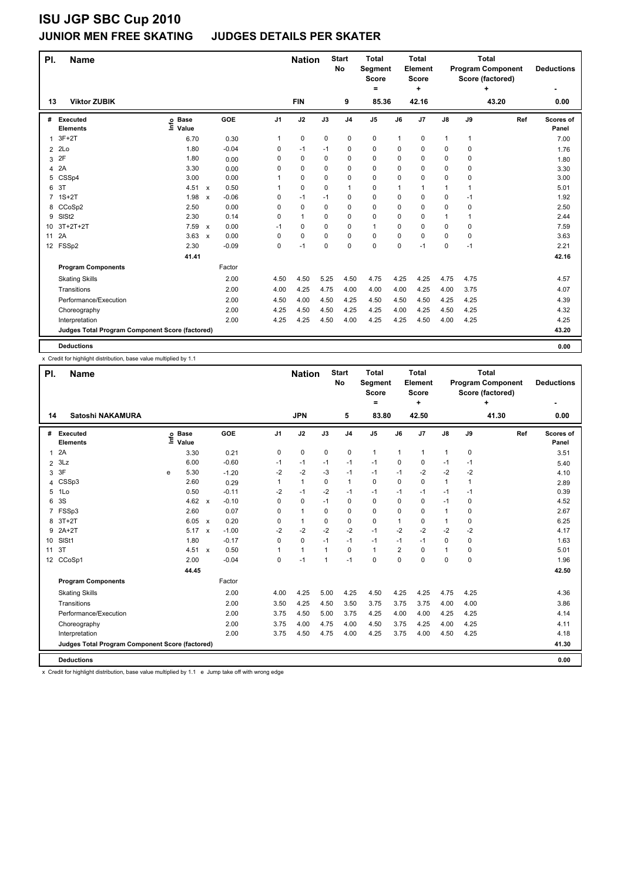# ISU JGP SBC Cup 2010

## JUNIOR MEN FREE SKATING JUDGES DETAILS PER SKATER

| Pl. | Name | Nation | Start No | Total Segment Score = | Total Element Score + | Total Program Component Score (factored) + | Deductions - |
|---|---|---|---|---|---|---|---|
| 13 | Viktor ZUBIK | FIN | 9 | 85.36 | 42.16 | 43.20 | 0.00 |

| # | Executed Elements | Info | Base Value | | GOE | J1 | J2 | J3 | J4 | J5 | J6 | J7 | J8 | J9 | Ref | Scores of Panel |
|---|---|---|---|---|---|---|---|---|---|---|---|---|---|---|---|---|
| 1 | 3F+2T | | 6.70 | | 0.30 | 1 | 0 | 0 | 0 | 0 | 1 | 0 | 1 | 1 | | 7.00 |
| 2 | 2Lo | | 1.80 | | -0.04 | 0 | -1 | -1 | 0 | 0 | 0 | 0 | 0 | 0 | | 1.76 |
| 3 | 2F | | 1.80 | | 0.00 | 0 | 0 | 0 | 0 | 0 | 0 | 0 | 0 | 0 | | 1.80 |
| 4 | 2A | | 3.30 | | 0.00 | 0 | 0 | 0 | 0 | 0 | 0 | 0 | 0 | 0 | | 3.30 |
| 5 | CSSp4 | | 3.00 | | 0.00 | 1 | 0 | 0 | 0 | 0 | 0 | 0 | 0 | 0 | | 3.00 |
| 6 | 3T | | 4.51 | x | 0.50 | 1 | 0 | 0 | 1 | 0 | 1 | 1 | 1 | 1 | | 5.01 |
| 7 | 1S+2T | | 1.98 | x | -0.06 | 0 | -1 | -1 | 0 | 0 | 0 | 0 | 0 | -1 | | 1.92 |
| 8 | CCoSp2 | | 2.50 | | 0.00 | 0 | 0 | 0 | 0 | 0 | 0 | 0 | 0 | 0 | | 2.50 |
| 9 | SlSt2 | | 2.30 | | 0.14 | 0 | 1 | 0 | 0 | 0 | 0 | 0 | 1 | 1 | | 2.44 |
| 10 | 3T+2T+2T | | 7.59 | x | 0.00 | -1 | 0 | 0 | 0 | 1 | 0 | 0 | 0 | 0 | | 7.59 |
| 11 | 2A | | 3.63 | x | 0.00 | 0 | 0 | 0 | 0 | 0 | 0 | 0 | 0 | 0 | | 3.63 |
| 12 | FSSp2 | | 2.30 | | -0.09 | 0 | -1 | 0 | 0 | 0 | 0 | -1 | 0 | -1 | | 2.21 |
| | | | 41.41 | | | | | | | | | | | | | 42.16 |

| Program Components | Factor | J1 | J2 | J3 | J4 | J5 | J6 | J7 | J8 | J9 | Ref | Scores of Panel |
|---|---|---|---|---|---|---|---|---|---|---|---|---|
| Skating Skills | 2.00 | 4.50 | 4.50 | 5.25 | 4.50 | 4.75 | 4.25 | 4.25 | 4.75 | 4.75 | | 4.57 |
| Transitions | 2.00 | 4.00 | 4.25 | 4.75 | 4.00 | 4.00 | 4.00 | 4.25 | 4.00 | 3.75 | | 4.07 |
| Performance/Execution | 2.00 | 4.50 | 4.00 | 4.50 | 4.25 | 4.50 | 4.50 | 4.50 | 4.25 | 4.25 | | 4.39 |
| Choreography | 2.00 | 4.25 | 4.50 | 4.50 | 4.25 | 4.25 | 4.00 | 4.25 | 4.50 | 4.25 | | 4.32 |
| Interpretation | 2.00 | 4.25 | 4.25 | 4.50 | 4.00 | 4.25 | 4.25 | 4.50 | 4.00 | 4.25 | | 4.25 |
| Judges Total Program Component Score (factored) | | | | | | | | | | | | 43.20 |
| **Deductions** | | | | | | | | | | | | 0.00 |

x Credit for highlight distribution, base value multiplied by 1.1

| Pl. | Name | Nation | Start No | Total Segment Score = | Total Element Score + | Total Program Component Score (factored) + | Deductions - |
|---|---|---|---|---|---|---|---|
| 14 | Satoshi NAKAMURA | JPN | 5 | 83.80 | 42.50 | 41.30 | 0.00 |

| # | Executed Elements | Info | Base Value | | GOE | J1 | J2 | J3 | J4 | J5 | J6 | J7 | J8 | J9 | Ref | Scores of Panel |
|---|---|---|---|---|---|---|---|---|---|---|---|---|---|---|---|---|
| 1 | 2A | | 3.30 | | 0.21 | 0 | 0 | 0 | 0 | 1 | 1 | 1 | 1 | 0 | | 3.51 |
| 2 | 3Lz | | 6.00 | | -0.60 | -1 | -1 | -1 | -1 | -1 | 0 | 0 | -1 | -1 | | 5.40 |
| 3 | 3F | e | 5.30 | | -1.20 | -2 | -2 | -3 | -1 | -1 | -1 | -2 | -2 | -2 | | 4.10 |
| 4 | CSSp3 | | 2.60 | | 0.29 | 1 | 1 | 0 | 1 | 0 | 0 | 0 | 1 | 1 | | 2.89 |
| 5 | 1Lo | | 0.50 | | -0.11 | -2 | -1 | -2 | -1 | -1 | -1 | -1 | -1 | -1 | | 0.39 |
| 6 | 3S | | 4.62 | x | -0.10 | 0 | 0 | -1 | 0 | 0 | 0 | 0 | -1 | 0 | | 4.52 |
| 7 | FSSp3 | | 2.60 | | 0.07 | 0 | 1 | 0 | 0 | 0 | 0 | 0 | 1 | 0 | | 2.67 |
| 8 | 3T+2T | | 6.05 | x | 0.20 | 0 | 1 | 0 | 0 | 0 | 1 | 0 | 1 | 0 | | 6.25 |
| 9 | 2A+2T | | 5.17 | x | -1.00 | -2 | -2 | -2 | -2 | -1 | -2 | -2 | -2 | -2 | | 4.17 |
| 10 | SlSt1 | | 1.80 | | -0.17 | 0 | 0 | -1 | -1 | -1 | -1 | -1 | 0 | 0 | | 1.63 |
| 11 | 3T | | 4.51 | x | 0.50 | 1 | 1 | 1 | 0 | 1 | 2 | 0 | 1 | 0 | | 5.01 |
| 12 | CCoSp1 | | 2.00 | | -0.04 | 0 | -1 | 1 | -1 | 0 | 0 | 0 | 0 | 0 | | 1.96 |
| | | | 44.45 | | | | | | | | | | | | | 42.50 |

| Program Components | Factor | J1 | J2 | J3 | J4 | J5 | J6 | J7 | J8 | J9 | Ref | Scores of Panel |
|---|---|---|---|---|---|---|---|---|---|---|---|---|
| Skating Skills | 2.00 | 4.00 | 4.25 | 5.00 | 4.25 | 4.50 | 4.25 | 4.25 | 4.75 | 4.25 | | 4.36 |
| Transitions | 2.00 | 3.50 | 4.25 | 4.50 | 3.50 | 3.75 | 3.75 | 3.75 | 4.00 | 4.00 | | 3.86 |
| Performance/Execution | 2.00 | 3.75 | 4.50 | 5.00 | 3.75 | 4.25 | 4.00 | 4.00 | 4.25 | 4.25 | | 4.14 |
| Choreography | 2.00 | 3.75 | 4.00 | 4.75 | 4.00 | 4.50 | 3.75 | 4.25 | 4.00 | 4.25 | | 4.11 |
| Interpretation | 2.00 | 3.75 | 4.50 | 4.75 | 4.00 | 4.25 | 3.75 | 4.00 | 4.50 | 4.25 | | 4.18 |
| Judges Total Program Component Score (factored) | | | | | | | | | | | | 41.30 |
| **Deductions** | | | | | | | | | | | | 0.00 |

x Credit for highlight distribution, base value multiplied by 1.1 e Jump take off with wrong edge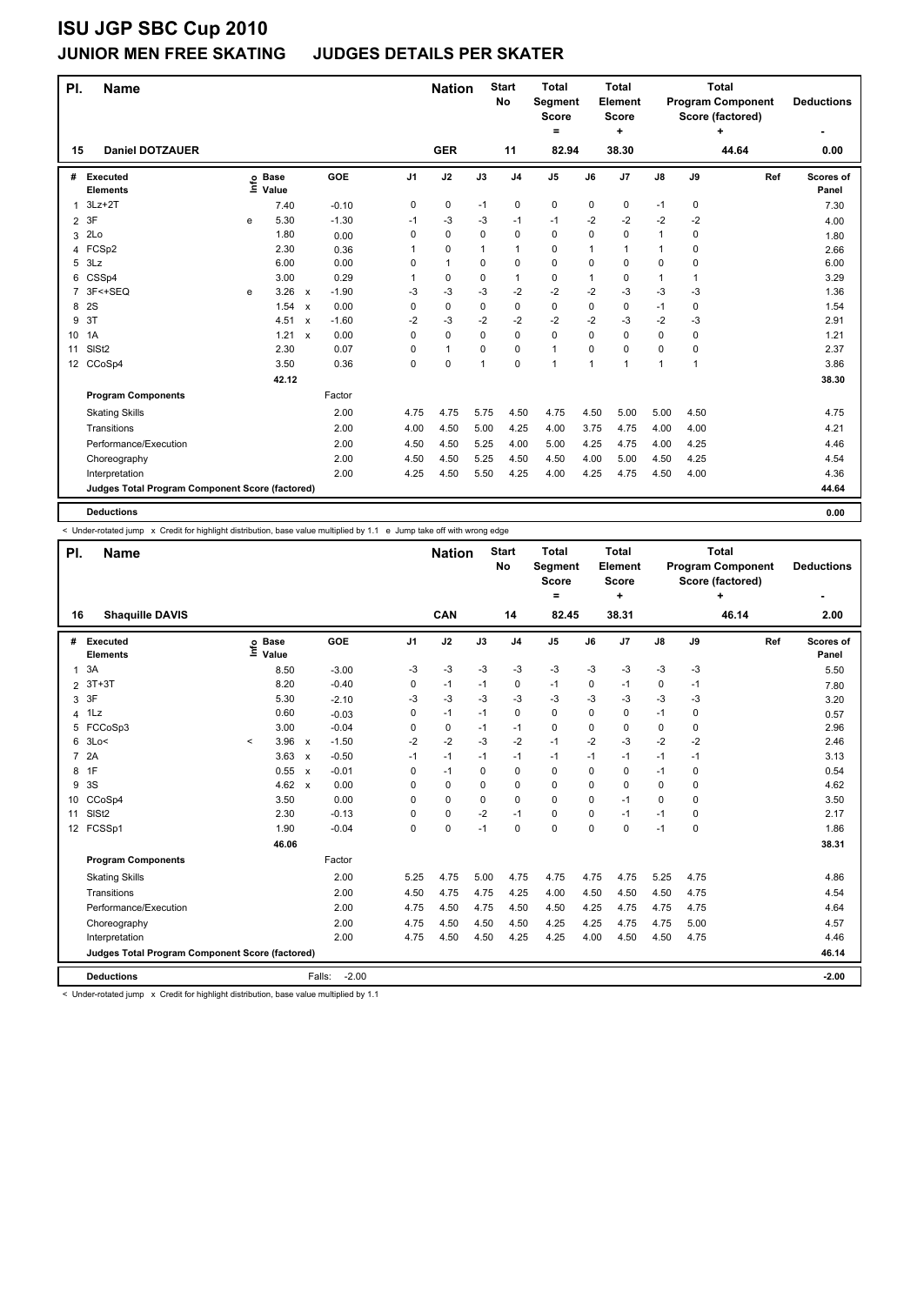# ISU JGP SBC Cup 2010

## JUNIOR MEN FREE SKATING JUDGES DETAILS PER SKATER

| Pl. | Name | Nation | Start No | Total Segment Score = | Total Element Score + | Total Program Component Score (factored) + | Deductions - |
|---|---|---|---|---|---|---|---|
| 15 | Daniel DOTZAUER | GER | 11 | 82.94 | 38.30 | 44.64 | 0.00 |

| # | Executed Elements | Info | Base Value | | GOE | J1 | J2 | J3 | J4 | J5 | J6 | J7 | J8 | J9 | Ref | Scores of Panel |
|---|---|---|---|---|---|---|---|---|---|---|---|---|---|---|---|---|
| 1 | 3Lz+2T | | 7.40 | | -0.10 | 0 | 0 | -1 | 0 | 0 | 0 | 0 | -1 | 0 | | 7.30 |
| 2 | 3F | e | 5.30 | | -1.30 | -1 | -3 | -3 | -1 | -1 | -2 | -2 | -2 | -2 | | 4.00 |
| 3 | 2Lo | | 1.80 | | 0.00 | 0 | 0 | 0 | 0 | 0 | 0 | 0 | 1 | 0 | | 1.80 |
| 4 | FCSp2 | | 2.30 | | 0.36 | 1 | 0 | 1 | 1 | 0 | 1 | 1 | 1 | 0 | | 2.66 |
| 5 | 3Lz | | 6.00 | | 0.00 | 0 | 1 | 0 | 0 | 0 | 0 | 0 | 0 | 0 | | 6.00 |
| 6 | CSSp4 | | 3.00 | | 0.29 | 1 | 0 | 0 | 1 | 0 | 1 | 0 | 1 | 1 | | 3.29 |
| 7 | 3F<+SEQ | e | 3.26 | x | -1.90 | -3 | -3 | -3 | -2 | -2 | -2 | -3 | -3 | -3 | | 1.36 |
| 8 | 2S | | 1.54 | x | 0.00 | 0 | 0 | 0 | 0 | 0 | 0 | 0 | -1 | 0 | | 1.54 |
| 9 | 3T | | 4.51 | x | -1.60 | -2 | -3 | -2 | -2 | -2 | -2 | -3 | -2 | -3 | | 2.91 |
| 10 | 1A | | 1.21 | x | 0.00 | 0 | 0 | 0 | 0 | 0 | 0 | 0 | 0 | 0 | | 1.21 |
| 11 | SlSt2 | | 2.30 | | 0.07 | 0 | 1 | 0 | 0 | 1 | 0 | 0 | 0 | 0 | | 2.37 |
| 12 | CCoSp4 | | 3.50 | | 0.36 | 0 | 0 | 1 | 0 | 1 | 1 | 1 | 1 | 1 | | 3.86 |
| | | | 42.12 | | | | | | | | | | | | | 38.30 |
| | **Program Components** | | | | Factor | | | | | | | | | | | |
| | Skating Skills | | | | 2.00 | 4.75 | 4.75 | 5.75 | 4.50 | 4.75 | 4.50 | 5.00 | 5.00 | 4.50 | | 4.75 |
| | Transitions | | | | 2.00 | 4.00 | 4.50 | 5.00 | 4.25 | 4.00 | 3.75 | 4.75 | 4.00 | 4.00 | | 4.21 |
| | Performance/Execution | | | | 2.00 | 4.50 | 4.50 | 5.25 | 4.00 | 5.00 | 4.25 | 4.75 | 4.00 | 4.25 | | 4.46 |
| | Choreography | | | | 2.00 | 4.50 | 4.50 | 5.25 | 4.50 | 4.50 | 4.00 | 5.00 | 4.50 | 4.25 | | 4.54 |
| | Interpretation | | | | 2.00 | 4.25 | 4.50 | 5.50 | 4.25 | 4.00 | 4.25 | 4.75 | 4.50 | 4.00 | | 4.36 |
| | **Judges Total Program Component Score (factored)** | | | | | | | | | | | | | | | 44.64 |
| | **Deductions** | | | | | | | | | | | | | | | 0.00 |

< Under-rotated jump x Credit for highlight distribution, base value multiplied by 1.1 e Jump take off with wrong edge

| Pl. | Name | Nation | Start No | Total Segment Score = | Total Element Score + | Total Program Component Score (factored) + | Deductions - |
|---|---|---|---|---|---|---|---|
| 16 | Shaquille DAVIS | CAN | 14 | 82.45 | 38.31 | 46.14 | 2.00 |

| # | Executed Elements | Info | Base Value | | GOE | J1 | J2 | J3 | J4 | J5 | J6 | J7 | J8 | J9 | Ref | Scores of Panel |
|---|---|---|---|---|---|---|---|---|---|---|---|---|---|---|---|---|
| 1 | 3A | | 8.50 | | -3.00 | -3 | -3 | -3 | -3 | -3 | -3 | -3 | -3 | -3 | | 5.50 |
| 2 | 3T+3T | | 8.20 | | -0.40 | 0 | -1 | -1 | 0 | -1 | 0 | -1 | 0 | -1 | | 7.80 |
| 3 | 3F | | 5.30 | | -2.10 | -3 | -3 | -3 | -3 | -3 | -3 | -3 | -3 | -3 | | 3.20 |
| 4 | 1Lz | | 0.60 | | -0.03 | 0 | -1 | -1 | 0 | 0 | 0 | 0 | -1 | 0 | | 0.57 |
| 5 | FCCoSp3 | | 3.00 | | -0.04 | 0 | 0 | -1 | -1 | 0 | 0 | 0 | 0 | 0 | | 2.96 |
| 6 | 3Lo< | < | 3.96 | x | -1.50 | -2 | -2 | -3 | -2 | -1 | -2 | -3 | -2 | -2 | | 2.46 |
| 7 | 2A | | 3.63 | x | -0.50 | -1 | -1 | -1 | -1 | -1 | -1 | -1 | -1 | -1 | | 3.13 |
| 8 | 1F | | 0.55 | x | -0.01 | 0 | -1 | 0 | 0 | 0 | 0 | 0 | -1 | 0 | | 0.54 |
| 9 | 3S | | 4.62 | x | 0.00 | 0 | 0 | 0 | 0 | 0 | 0 | 0 | 0 | 0 | | 4.62 |
| 10 | CCoSp4 | | 3.50 | | 0.00 | 0 | 0 | 0 | 0 | 0 | 0 | -1 | 0 | 0 | | 3.50 |
| 11 | SlSt2 | | 2.30 | | -0.13 | 0 | 0 | -2 | -1 | 0 | 0 | -1 | -1 | 0 | | 2.17 |
| 12 | FCSSp1 | | 1.90 | | -0.04 | 0 | 0 | -1 | 0 | 0 | 0 | 0 | -1 | 0 | | 1.86 |
| | | | 46.06 | | | | | | | | | | | | | 38.31 |
| | **Program Components** | | | | Factor | | | | | | | | | | | |
| | Skating Skills | | | | 2.00 | 5.25 | 4.75 | 5.00 | 4.75 | 4.75 | 4.75 | 4.75 | 5.25 | 4.75 | | 4.86 |
| | Transitions | | | | 2.00 | 4.50 | 4.75 | 4.75 | 4.25 | 4.00 | 4.50 | 4.50 | 4.50 | 4.75 | | 4.54 |
| | Performance/Execution | | | | 2.00 | 4.75 | 4.50 | 4.75 | 4.50 | 4.50 | 4.25 | 4.75 | 4.75 | 4.75 | | 4.64 |
| | Choreography | | | | 2.00 | 4.75 | 4.50 | 4.50 | 4.50 | 4.25 | 4.25 | 4.75 | 4.75 | 5.00 | | 4.57 |
| | Interpretation | | | | 2.00 | 4.75 | 4.50 | 4.50 | 4.25 | 4.25 | 4.00 | 4.50 | 4.50 | 4.75 | | 4.46 |
| | **Judges Total Program Component Score (factored)** | | | | | | | | | | | | | | | 46.14 |
| | **Deductions** | | | | Falls: -2.00 | | | | | | | | | | | -2.00 |

< Under-rotated jump x Credit for highlight distribution, base value multiplied by 1.1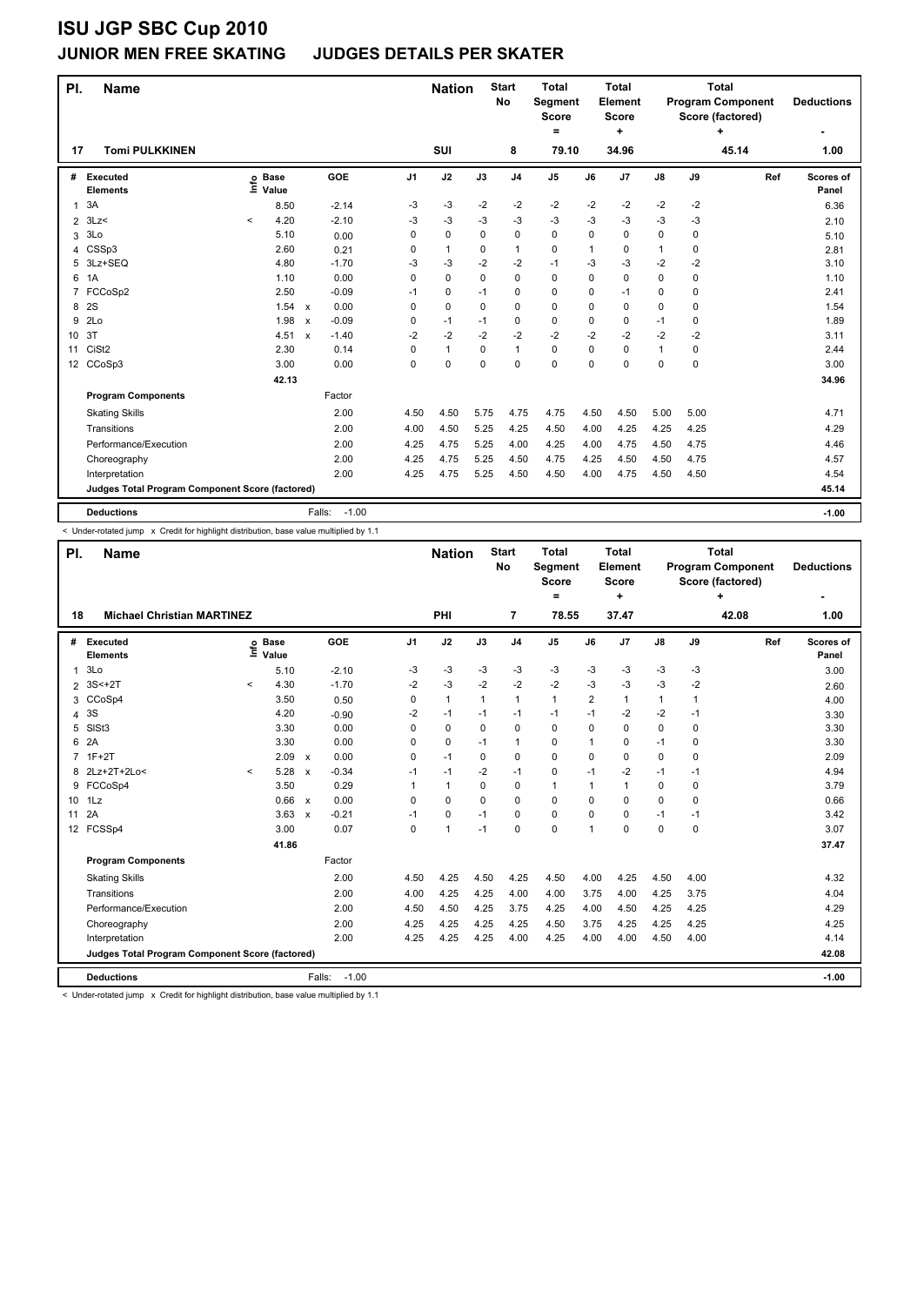# ISU JGP SBC Cup 2010

## JUNIOR MEN FREE SKATING JUDGES DETAILS PER SKATER

| Pl. | Name | Nation | Start No | Total Segment Score = | Total Element Score + | Total Program Component Score (factored) + | Deductions - |
|---|---|---|---|---|---|---|---|
| 17 | Tomi PULKKINEN | SUI | 8 | 79.10 | 34.96 | 45.14 | 1.00 |

| # | Executed Elements | Info | Base Value | | GOE | J1 | J2 | J3 | J4 | J5 | J6 | J7 | J8 | J9 | Ref | Scores of Panel |
|---|---|---|---|---|---|---|---|---|---|---|---|---|---|---|---|---|
| 1 | 3A | | 8.50 | | -2.14 | -3 | -3 | -2 | -2 | -2 | -2 | -2 | -2 | -2 | | 6.36 |
| 2 | 3Lz< | < | 4.20 | | -2.10 | -3 | -3 | -3 | -3 | -3 | -3 | -3 | -3 | -3 | | 2.10 |
| 3 | 3Lo | | 5.10 | | 0.00 | 0 | 0 | 0 | 0 | 0 | 0 | 0 | 0 | 0 | | 5.10 |
| 4 | CSSp3 | | 2.60 | | 0.21 | 0 | 1 | 0 | 1 | 0 | 1 | 0 | 1 | 0 | | 2.81 |
| 5 | 3Lz+SEQ | | 4.80 | | -1.70 | -3 | -3 | -2 | -2 | -1 | -3 | -3 | -2 | -2 | | 3.10 |
| 6 | 1A | | 1.10 | | 0.00 | 0 | 0 | 0 | 0 | 0 | 0 | 0 | 0 | 0 | | 1.10 |
| 7 | FCCoSp2 | | 2.50 | | -0.09 | -1 | 0 | -1 | 0 | 0 | 0 | -1 | 0 | 0 | | 2.41 |
| 8 | 2S | | 1.54 | x | 0.00 | 0 | 0 | 0 | 0 | 0 | 0 | 0 | 0 | 0 | | 1.54 |
| 9 | 2Lo | | 1.98 | x | -0.09 | 0 | -1 | -1 | 0 | 0 | 0 | 0 | -1 | 0 | | 1.89 |
| 10 | 3T | | 4.51 | x | -1.40 | -2 | -2 | -2 | -2 | -2 | -2 | -2 | -2 | -2 | | 3.11 |
| 11 | CiSt2 | | 2.30 | | 0.14 | 0 | 1 | 0 | 1 | 0 | 0 | 0 | 1 | 0 | | 2.44 |
| 12 | CCoSp3 | | 3.00 | | 0.00 | 0 | 0 | 0 | 0 | 0 | 0 | 0 | 0 | 0 | | 3.00 |
| | | | 42.13 | | | | | | | | | | | | | 34.96 |
| | **Program Components** | | | | Factor | | | | | | | | | | | |
| | Skating Skills | | | | 2.00 | 4.50 | 4.50 | 5.75 | 4.75 | 4.75 | 4.50 | 4.50 | 5.00 | 5.00 | | 4.71 |
| | Transitions | | | | 2.00 | 4.00 | 4.50 | 5.25 | 4.25 | 4.50 | 4.00 | 4.25 | 4.25 | 4.25 | | 4.29 |
| | Performance/Execution | | | | 2.00 | 4.25 | 4.75 | 5.25 | 4.00 | 4.25 | 4.00 | 4.75 | 4.50 | 4.75 | | 4.46 |
| | Choreography | | | | 2.00 | 4.25 | 4.75 | 5.25 | 4.50 | 4.75 | 4.25 | 4.50 | 4.50 | 4.75 | | 4.57 |
| | Interpretation | | | | 2.00 | 4.25 | 4.75 | 5.25 | 4.50 | 4.50 | 4.00 | 4.75 | 4.50 | 4.50 | | 4.54 |
| | **Judges Total Program Component Score (factored)** | | | | | | | | | | | | | | | 45.14 |
| | **Deductions** | | | | Falls: -1.00 | | | | | | | | | | | -1.00 |

< Under-rotated jump x Credit for highlight distribution, base value multiplied by 1.1

| Pl. | Name | Nation | Start No | Total Segment Score = | Total Element Score + | Total Program Component Score (factored) + | Deductions - |
|---|---|---|---|---|---|---|---|
| 18 | Michael Christian MARTINEZ | PHI | 7 | 78.55 | 37.47 | 42.08 | 1.00 |

| # | Executed Elements | Info | Base Value | | GOE | J1 | J2 | J3 | J4 | J5 | J6 | J7 | J8 | J9 | Ref | Scores of Panel |
|---|---|---|---|---|---|---|---|---|---|---|---|---|---|---|---|---|
| 1 | 3Lo | | 5.10 | | -2.10 | -3 | -3 | -3 | -3 | -3 | -3 | -3 | -3 | -3 | | 3.00 |
| 2 | 3S<+2T | < | 4.30 | | -1.70 | -2 | -3 | -2 | -2 | -2 | -3 | -3 | -3 | -2 | | 2.60 |
| 3 | CCoSp4 | | 3.50 | | 0.50 | 0 | 1 | 1 | 1 | 1 | 2 | 1 | 1 | 1 | | 4.00 |
| 4 | 3S | | 4.20 | | -0.90 | -2 | -1 | -1 | -1 | -1 | -1 | -2 | -2 | -1 | | 3.30 |
| 5 | SlSt3 | | 3.30 | | 0.00 | 0 | 0 | 0 | 0 | 0 | 0 | 0 | 0 | 0 | | 3.30 |
| 6 | 2A | | 3.30 | | 0.00 | 0 | 0 | -1 | 1 | 0 | 1 | 0 | -1 | 0 | | 3.30 |
| 7 | 1F+2T | | 2.09 | x | 0.00 | 0 | -1 | 0 | 0 | 0 | 0 | 0 | 0 | 0 | | 2.09 |
| 8 | 2Lz+2T+2Lo< | < | 5.28 | x | -0.34 | -1 | -1 | -2 | -1 | 0 | -1 | -2 | -1 | -1 | | 4.94 |
| 9 | FCCoSp4 | | 3.50 | | 0.29 | 1 | 1 | 0 | 0 | 1 | 1 | 1 | 0 | 0 | | 3.79 |
| 10 | 1Lz | | 0.66 | x | 0.00 | 0 | 0 | 0 | 0 | 0 | 0 | 0 | 0 | 0 | | 0.66 |
| 11 | 2A | | 3.63 | x | -0.21 | -1 | 0 | -1 | 0 | 0 | 0 | 0 | -1 | -1 | | 3.42 |
| 12 | FCSSp4 | | 3.00 | | 0.07 | 0 | 1 | -1 | 0 | 0 | 1 | 0 | 0 | 0 | | 3.07 |
| | | | 41.86 | | | | | | | | | | | | | 37.47 |
| | **Program Components** | | | | Factor | | | | | | | | | | | |
| | Skating Skills | | | | 2.00 | 4.50 | 4.25 | 4.50 | 4.25 | 4.50 | 4.00 | 4.25 | 4.50 | 4.00 | | 4.32 |
| | Transitions | | | | 2.00 | 4.00 | 4.25 | 4.25 | 4.00 | 4.00 | 3.75 | 4.00 | 4.25 | 3.75 | | 4.04 |
| | Performance/Execution | | | | 2.00 | 4.50 | 4.50 | 4.25 | 3.75 | 4.25 | 4.00 | 4.50 | 4.25 | 4.25 | | 4.29 |
| | Choreography | | | | 2.00 | 4.25 | 4.25 | 4.25 | 4.25 | 4.50 | 3.75 | 4.25 | 4.25 | 4.25 | | 4.25 |
| | Interpretation | | | | 2.00 | 4.25 | 4.25 | 4.25 | 4.00 | 4.25 | 4.00 | 4.00 | 4.50 | 4.00 | | 4.14 |
| | **Judges Total Program Component Score (factored)** | | | | | | | | | | | | | | | 42.08 |
| | **Deductions** | | | | Falls: -1.00 | | | | | | | | | | | -1.00 |

< Under-rotated jump x Credit for highlight distribution, base value multiplied by 1.1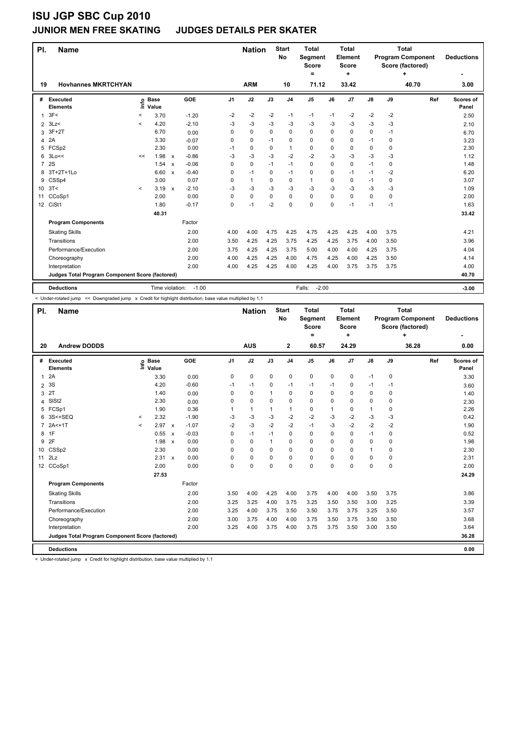# ISU JGP SBC Cup 2010

## JUNIOR MEN FREE SKATING JUDGES DETAILS PER SKATER

| Pl. | Name | Nation | Start No | Total Segment Score = | Total Element Score + | Total Program Component Score (factored) + | Deductions - |
|---|---|---|---|---|---|---|---|
| 19 | Hovhannes MKRTCHYAN | ARM | 10 | 71.12 | 33.42 | 40.70 | 3.00 |

| # | Executed Elements | Info | Base Value | | GOE | J1 | J2 | J3 | J4 | J5 | J6 | J7 | J8 | J9 | Ref | Scores of Panel |
|---|---|---|---|---|---|---|---|---|---|---|---|---|---|---|---|---|
| 1 | 3F< | < | 3.70 | | -1.20 | -2 | -2 | -2 | -1 | -1 | -1 | -2 | -2 | -2 | | 2.50 |
| 2 | 3Lz< | < | 4.20 | | -2.10 | -3 | -3 | -3 | -3 | -3 | -3 | -3 | -3 | -3 | | 2.10 |
| 3 | 3F+2T | | 6.70 | | 0.00 | 0 | 0 | 0 | 0 | 0 | 0 | 0 | 0 | -1 | | 6.70 |
| 4 | 2A | | 3.30 | | -0.07 | 0 | 0 | -1 | 0 | 0 | 0 | 0 | -1 | 0 | | 3.23 |
| 5 | FCSp2 | | 2.30 | | 0.00 | -1 | 0 | 0 | 1 | 0 | 0 | 0 | 0 | 0 | | 2.30 |
| 6 | 3Lo<< | << | 1.98 | x | -0.86 | -3 | -3 | -3 | -2 | -2 | -3 | -3 | -3 | -3 | | 1.12 |
| 7 | 2S | | 1.54 | x | -0.06 | 0 | 0 | -1 | -1 | 0 | 0 | 0 | -1 | 0 | | 1.48 |
| 8 | 3T+2T+1Lo | | 6.60 | x | -0.40 | 0 | -1 | 0 | -1 | 0 | 0 | -1 | -1 | -2 | | 6.20 |
| 9 | CSSp4 | | 3.00 | | 0.07 | 0 | 1 | 0 | 0 | 1 | 0 | 0 | -1 | 0 | | 3.07 |
| 10 | 3T< | < | 3.19 | x | -2.10 | -3 | -3 | -3 | -3 | -3 | -3 | -3 | -3 | -3 | | 1.09 |
| 11 | CCoSp1 | | 2.00 | | 0.00 | 0 | 0 | 0 | 0 | 0 | 0 | 0 | 0 | 0 | | 2.00 |
| 12 | CiSt1 | | 1.80 | | -0.17 | 0 | -1 | -2 | 0 | 0 | 0 | -1 | -1 | -1 | | 1.63 |
| | | | 40.31 | | | | | | | | | | | | | 33.42 |
| | **Program Components** | | | | Factor | | | | | | | | | | | |
| | Skating Skills | | | | 2.00 | 4.00 | 4.00 | 4.75 | 4.25 | 4.75 | 4.25 | 4.25 | 4.00 | 3.75 | | 4.21 |
| | Transitions | | | | 2.00 | 3.50 | 4.25 | 4.25 | 3.75 | 4.25 | 4.25 | 3.75 | 4.00 | 3.50 | | 3.96 |
| | Performance/Execution | | | | 2.00 | 3.75 | 4.25 | 4.25 | 3.75 | 5.00 | 4.00 | 4.00 | 4.25 | 3.75 | | 4.04 |
| | Choreography | | | | 2.00 | 4.00 | 4.25 | 4.25 | 4.00 | 4.75 | 4.25 | 4.00 | 4.25 | 3.50 | | 4.14 |
| | Interpretation | | | | 2.00 | 4.00 | 4.25 | 4.25 | 4.00 | 4.25 | 4.00 | 3.75 | 3.75 | 3.75 | | 4.00 |
| | **Judges Total Program Component Score (factored)** | | | | | | | | | | | | | | | 40.70 |
| | **Deductions** | | Time violation: | | -1.00 | | | | | Falls: -2.00 | | | | | | -3.00 |

< Under-rotated jump << Downgraded jump x Credit for highlight distribution, base value multiplied by 1.1

| Pl. | Name | Nation | Start No | Total Segment Score = | Total Element Score + | Total Program Component Score (factored) + | Deductions - |
|---|---|---|---|---|---|---|---|
| 20 | Andrew DODDS | AUS | 2 | 60.57 | 24.29 | 36.28 | 0.00 |

| # | Executed Elements | Info | Base Value | | GOE | J1 | J2 | J3 | J4 | J5 | J6 | J7 | J8 | J9 | Ref | Scores of Panel |
|---|---|---|---|---|---|---|---|---|---|---|---|---|---|---|---|---|
| 1 | 2A | | 3.30 | | 0.00 | 0 | 0 | 0 | 0 | 0 | 0 | 0 | -1 | 0 | | 3.30 |
| 2 | 3S | | 4.20 | | -0.60 | -1 | -1 | 0 | -1 | -1 | -1 | 0 | -1 | -1 | | 3.60 |
| 3 | 2T | | 1.40 | | 0.00 | 0 | 0 | 1 | 0 | 0 | 0 | 0 | 0 | 0 | | 1.40 |
| 4 | SlSt2 | | 2.30 | | 0.00 | 0 | 0 | 0 | 0 | 0 | 0 | 0 | 0 | 0 | | 2.30 |
| 5 | FCSp1 | | 1.90 | | 0.36 | 1 | 1 | 1 | 1 | 0 | 1 | 0 | 1 | 0 | | 2.26 |
| 6 | 3S<+SEQ | < | 2.32 | | -1.90 | -3 | -3 | -3 | -2 | -2 | -3 | -2 | -3 | -3 | | 0.42 |
| 7 | 2A<+1T | < | 2.97 | x | -1.07 | -2 | -3 | -2 | -2 | -1 | -3 | -2 | -2 | -2 | | 1.90 |
| 8 | 1F | | 0.55 | x | -0.03 | 0 | -1 | -1 | 0 | 0 | 0 | 0 | -1 | 0 | | 0.52 |
| 9 | 2F | | 1.98 | x | 0.00 | 0 | 0 | 1 | 0 | 0 | 0 | 0 | 0 | 0 | | 1.98 |
| 10 | CSSp2 | | 2.30 | | 0.00 | 0 | 0 | 0 | 0 | 0 | 0 | 0 | 1 | 0 | | 2.30 |
| 11 | 2Lz | | 2.31 | x | 0.00 | 0 | 0 | 0 | 0 | 0 | 0 | 0 | 0 | 0 | | 2.31 |
| 12 | CCoSp1 | | 2.00 | | 0.00 | 0 | 0 | 0 | 0 | 0 | 0 | 0 | 0 | 0 | | 2.00 |
| | | | 27.53 | | | | | | | | | | | | | 24.29 |
| | **Program Components** | | | | Factor | | | | | | | | | | | |
| | Skating Skills | | | | 2.00 | 3.50 | 4.00 | 4.25 | 4.00 | 3.75 | 4.00 | 4.00 | 3.50 | 3.75 | | 3.86 |
| | Transitions | | | | 2.00 | 3.25 | 3.25 | 4.00 | 3.75 | 3.25 | 3.50 | 3.50 | 3.00 | 3.25 | | 3.39 |
| | Performance/Execution | | | | 2.00 | 3.25 | 4.00 | 3.75 | 3.50 | 3.50 | 3.75 | 3.75 | 3.25 | 3.50 | | 3.57 |
| | Choreography | | | | 2.00 | 3.00 | 3.75 | 4.00 | 4.00 | 3.75 | 3.50 | 3.75 | 3.50 | 3.50 | | 3.68 |
| | Interpretation | | | | 2.00 | 3.25 | 4.00 | 3.75 | 4.00 | 3.75 | 3.75 | 3.50 | 3.00 | 3.50 | | 3.64 |
| | **Judges Total Program Component Score (factored)** | | | | | | | | | | | | | | | 36.28 |
| | **Deductions** | | | | | | | | | | | | | | | 0.00 |

< Under-rotated jump x Credit for highlight distribution, base value multiplied by 1.1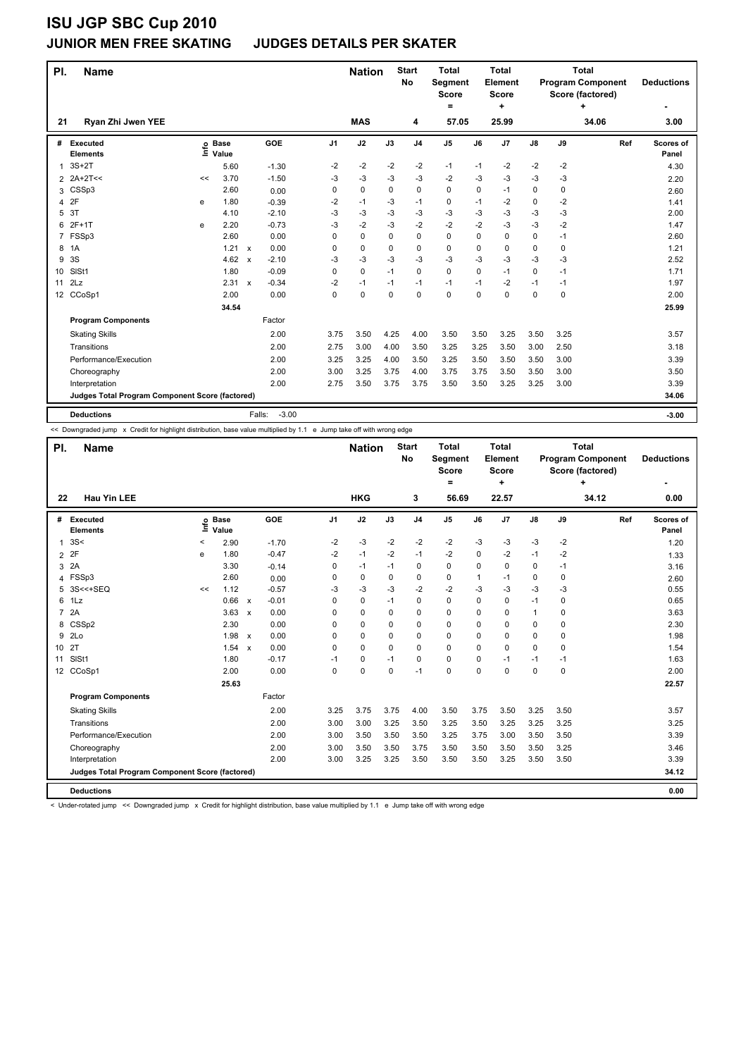# ISU JGP SBC Cup 2010

## JUNIOR MEN FREE SKATING JUDGES DETAILS PER SKATER

| Pl. | Name | Nation | Start No | Total Segment Score = | Total Element Score + | Total Program Component Score (factored) + | Deductions - |
|---|---|---|---|---|---|---|---|
| 21 | Ryan Zhi Jwen YEE | MAS | 4 | 57.05 | 25.99 | 34.06 | 3.00 |

| # | Executed Elements | Info | Base Value | | GOE | J1 | J2 | J3 | J4 | J5 | J6 | J7 | J8 | J9 | Ref | Scores of Panel |
|---|---|---|---|---|---|---|---|---|---|---|---|---|---|---|---|---|
| 1 | 3S+2T | | 5.60 | | -1.30 | -2 | -2 | -2 | -2 | -1 | -1 | -2 | -2 | -2 | | 4.30 |
| 2 | 2A+2T<< | << | 3.70 | | -1.50 | -3 | -3 | -3 | -3 | -2 | -3 | -3 | -3 | -3 | | 2.20 |
| 3 | CSSp3 | | 2.60 | | 0.00 | 0 | 0 | 0 | 0 | 0 | 0 | -1 | 0 | 0 | | 2.60 |
| 4 | 2F | e | 1.80 | | -0.39 | -2 | -1 | -3 | -1 | 0 | -1 | -2 | 0 | -2 | | 1.41 |
| 5 | 3T | | 4.10 | | -2.10 | -3 | -3 | -3 | -3 | -3 | -3 | -3 | -3 | -3 | | 2.00 |
| 6 | 2F+1T | e | 2.20 | | -0.73 | -3 | -2 | -3 | -2 | -2 | -2 | -3 | -3 | -2 | | 1.47 |
| 7 | FSSp3 | | 2.60 | | 0.00 | 0 | 0 | 0 | 0 | 0 | 0 | 0 | 0 | -1 | | 2.60 |
| 8 | 1A | | 1.21 | x | 0.00 | 0 | 0 | 0 | 0 | 0 | 0 | 0 | 0 | 0 | | 1.21 |
| 9 | 3S | | 4.62 | x | -2.10 | -3 | -3 | -3 | -3 | -3 | -3 | -3 | -3 | -3 | | 2.52 |
| 10 | SlSt1 | | 1.80 | | -0.09 | 0 | 0 | -1 | 0 | 0 | 0 | -1 | 0 | -1 | | 1.71 |
| 11 | 2Lz | | 2.31 | x | -0.34 | -2 | -1 | -1 | -1 | -1 | -1 | -2 | -1 | -1 | | 1.97 |
| 12 | CCoSp1 | | 2.00 | | 0.00 | 0 | 0 | 0 | 0 | 0 | 0 | 0 | 0 | 0 | | 2.00 |
| | | | 34.54 | | | | | | | | | | | | | 25.99 |
| | **Program Components** | | | | Factor | | | | | | | | | | | |
| | Skating Skills | | | | 2.00 | 3.75 | 3.50 | 4.25 | 4.00 | 3.50 | 3.50 | 3.25 | 3.50 | 3.25 | | 3.57 |
| | Transitions | | | | 2.00 | 2.75 | 3.00 | 4.00 | 3.50 | 3.25 | 3.25 | 3.50 | 3.00 | 2.50 | | 3.18 |
| | Performance/Execution | | | | 2.00 | 3.25 | 3.25 | 4.00 | 3.50 | 3.25 | 3.50 | 3.50 | 3.50 | 3.00 | | 3.39 |
| | Choreography | | | | 2.00 | 3.00 | 3.25 | 3.75 | 4.00 | 3.75 | 3.75 | 3.50 | 3.50 | 3.00 | | 3.50 |
| | Interpretation | | | | 2.00 | 2.75 | 3.50 | 3.75 | 3.75 | 3.50 | 3.50 | 3.25 | 3.25 | 3.00 | | 3.39 |
| | **Judges Total Program Component Score (factored)** | | | | | | | | | | | | | | | 34.06 |
| | **Deductions** | | | | Falls: -3.00 | | | | | | | | | | | -3.00 |

<< Downgraded jump x Credit for highlight distribution, base value multiplied by 1.1 e Jump take off with wrong edge

| Pl. | Name | Nation | Start No | Total Segment Score = | Total Element Score + | Total Program Component Score (factored) + | Deductions - |
|---|---|---|---|---|---|---|---|
| 22 | Hau Yin LEE | HKG | 3 | 56.69 | 22.57 | 34.12 | 0.00 |

| # | Executed Elements | Info | Base Value | | GOE | J1 | J2 | J3 | J4 | J5 | J6 | J7 | J8 | J9 | Ref | Scores of Panel |
|---|---|---|---|---|---|---|---|---|---|---|---|---|---|---|---|---|
| 1 | 3S< | < | 2.90 | | -1.70 | -2 | -3 | -2 | -2 | -2 | -3 | -3 | -3 | -2 | | 1.20 |
| 2 | 2F | e | 1.80 | | -0.47 | -2 | -1 | -2 | -1 | -2 | 0 | -2 | -1 | -2 | | 1.33 |
| 3 | 2A | | 3.30 | | -0.14 | 0 | -1 | -1 | 0 | 0 | 0 | 0 | 0 | -1 | | 3.16 |
| 4 | FSSp3 | | 2.60 | | 0.00 | 0 | 0 | 0 | 0 | 0 | 1 | -1 | 0 | 0 | | 2.60 |
| 5 | 3S<<+SEQ | << | 1.12 | | -0.57 | -3 | -3 | -3 | -2 | -2 | -3 | -3 | -3 | -3 | | 0.55 |
| 6 | 1Lz | | 0.66 | x | -0.01 | 0 | 0 | -1 | 0 | 0 | 0 | 0 | -1 | 0 | | 0.65 |
| 7 | 2A | | 3.63 | x | 0.00 | 0 | 0 | 0 | 0 | 0 | 0 | 0 | 1 | 0 | | 3.63 |
| 8 | CSSp2 | | 2.30 | | 0.00 | 0 | 0 | 0 | 0 | 0 | 0 | 0 | 0 | 0 | | 2.30 |
| 9 | 2Lo | | 1.98 | x | 0.00 | 0 | 0 | 0 | 0 | 0 | 0 | 0 | 0 | 0 | | 1.98 |
| 10 | 2T | | 1.54 | x | 0.00 | 0 | 0 | 0 | 0 | 0 | 0 | 0 | 0 | 0 | | 1.54 |
| 11 | SlSt1 | | 1.80 | | -0.17 | -1 | 0 | -1 | 0 | 0 | 0 | -1 | -1 | -1 | | 1.63 |
| 12 | CCoSp1 | | 2.00 | | 0.00 | 0 | 0 | 0 | -1 | 0 | 0 | 0 | 0 | 0 | | 2.00 |
| | | | 25.63 | | | | | | | | | | | | | 22.57 |
| | **Program Components** | | | | Factor | | | | | | | | | | | |
| | Skating Skills | | | | 2.00 | 3.25 | 3.75 | 3.75 | 4.00 | 3.50 | 3.75 | 3.50 | 3.25 | 3.50 | | 3.57 |
| | Transitions | | | | 2.00 | 3.00 | 3.00 | 3.25 | 3.50 | 3.25 | 3.50 | 3.25 | 3.25 | 3.25 | | 3.25 |
| | Performance/Execution | | | | 2.00 | 3.00 | 3.50 | 3.50 | 3.50 | 3.25 | 3.75 | 3.00 | 3.50 | 3.50 | | 3.39 |
| | Choreography | | | | 2.00 | 3.00 | 3.50 | 3.50 | 3.75 | 3.50 | 3.50 | 3.50 | 3.50 | 3.25 | | 3.46 |
| | Interpretation | | | | 2.00 | 3.00 | 3.25 | 3.25 | 3.50 | 3.50 | 3.50 | 3.25 | 3.50 | 3.50 | | 3.39 |
| | **Judges Total Program Component Score (factored)** | | | | | | | | | | | | | | | 34.12 |
| | **Deductions** | | | | | | | | | | | | | | | 0.00 |

< Under-rotated jump << Downgraded jump x Credit for highlight distribution, base value multiplied by 1.1 e Jump take off with wrong edge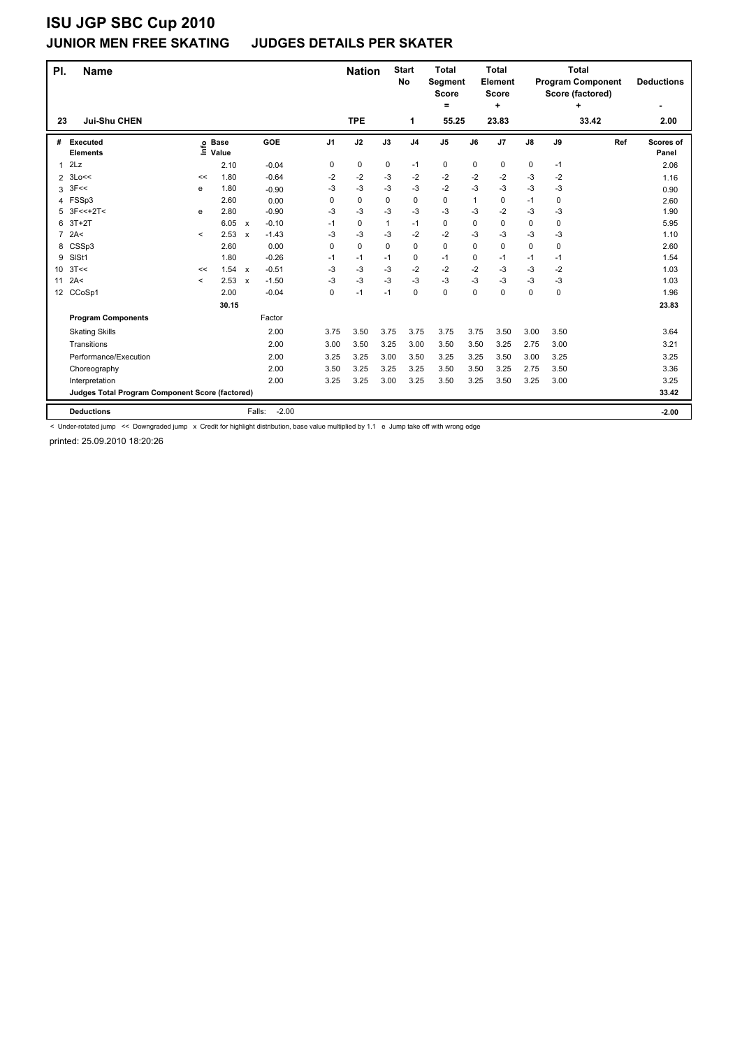# ISU JGP SBC Cup 2010

## JUNIOR MEN FREE SKATING JUDGES DETAILS PER SKATER

| Pl. | Name | Nation | Start No | Total Segment Score = | Total Element Score + | Total Program Component Score (factored) + | Deductions - |
|---|---|---|---|---|---|---|---|
| 23 | Jui-Shu CHEN | TPE | 1 | 55.25 | 23.83 | 33.42 | 2.00 |

| # | Executed Elements | Info | Base Value | | GOE | J1 | J2 | J3 | J4 | J5 | J6 | J7 | J8 | J9 | Ref | Scores of Panel |
|---|---|---|---|---|---|---|---|---|---|---|---|---|---|---|---|---|
| 1 | 2Lz | | 2.10 | | -0.04 | 0 | 0 | 0 | -1 | 0 | 0 | 0 | 0 | -1 | | 2.06 |
| 2 | 3Lo<< | << | 1.80 | | -0.64 | -2 | -2 | -3 | -2 | -2 | -2 | -2 | -3 | -2 | | 1.16 |
| 3 | 3F<< | e | 1.80 | | -0.90 | -3 | -3 | -3 | -3 | -2 | -3 | -3 | -3 | -3 | | 0.90 |
| 4 | FSSp3 | | 2.60 | | 0.00 | 0 | 0 | 0 | 0 | 0 | 1 | 0 | -1 | 0 | | 2.60 |
| 5 | 3F<<+2T< | e | 2.80 | | -0.90 | -3 | -3 | -3 | -3 | -3 | -3 | -2 | -3 | -3 | | 1.90 |
| 6 | 3T+2T | | 6.05 | x | -0.10 | -1 | 0 | 1 | -1 | 0 | 0 | 0 | 0 | 0 | | 5.95 |
| 7 | 2A< | < | 2.53 | x | -1.43 | -3 | -3 | -3 | -2 | -2 | -3 | -3 | -3 | -3 | | 1.10 |
| 8 | CSSp3 | | 2.60 | | 0.00 | 0 | 0 | 0 | 0 | 0 | 0 | 0 | 0 | 0 | | 2.60 |
| 9 | SlSt1 | | 1.80 | | -0.26 | -1 | -1 | -1 | 0 | -1 | 0 | -1 | -1 | -1 | | 1.54 |
| 10 | 3T<< | << | 1.54 | x | -0.51 | -3 | -3 | -3 | -2 | -2 | -2 | -3 | -3 | -2 | | 1.03 |
| 11 | 2A< | < | 2.53 | x | -1.50 | -3 | -3 | -3 | -3 | -3 | -3 | -3 | -3 | -3 | | 1.03 |
| 12 | CCoSp1 | | 2.00 | | -0.04 | 0 | -1 | -1 | 0 | 0 | 0 | 0 | 0 | 0 | | 1.96 |
| | | | 30.15 | | | | | | | | | | | | | 23.83 |
| | **Program Components** | | | | Factor | | | | | | | | | | | |
| | Skating Skills | | | | 2.00 | 3.75 | 3.50 | 3.75 | 3.75 | 3.75 | 3.75 | 3.50 | 3.00 | 3.50 | | 3.64 |
| | Transitions | | | | 2.00 | 3.00 | 3.50 | 3.25 | 3.00 | 3.50 | 3.50 | 3.25 | 2.75 | 3.00 | | 3.21 |
| | Performance/Execution | | | | 2.00 | 3.25 | 3.25 | 3.00 | 3.50 | 3.25 | 3.25 | 3.50 | 3.00 | 3.25 | | 3.25 |
| | Choreography | | | | 2.00 | 3.50 | 3.25 | 3.25 | 3.25 | 3.50 | 3.50 | 3.25 | 2.75 | 3.50 | | 3.36 |
| | Interpretation | | | | 2.00 | 3.25 | 3.25 | 3.00 | 3.25 | 3.50 | 3.25 | 3.50 | 3.25 | 3.00 | | 3.25 |
| | **Judges Total Program Component Score (factored)** | | | | | | | | | | | | | | | 33.42 |
| | **Deductions** | | | Falls: | -2.00 | | | | | | | | | | | -2.00 |

< Under-rotated jump << Downgraded jump x Credit for highlight distribution, base value multiplied by 1.1 e Jump take off with wrong edge

printed: 25.09.2010 18:20:26